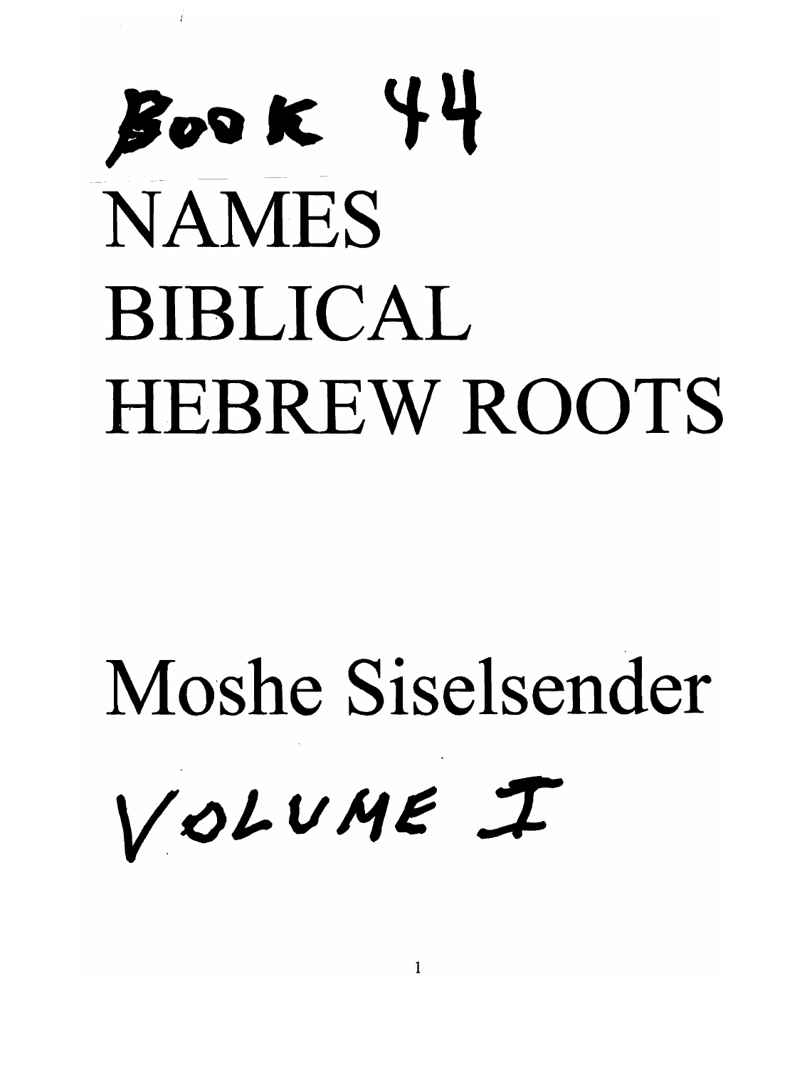BOOK 44

# NAMES BIBLICAL HEBREW ROOTS

## Moshe Siselsender

VOLUME I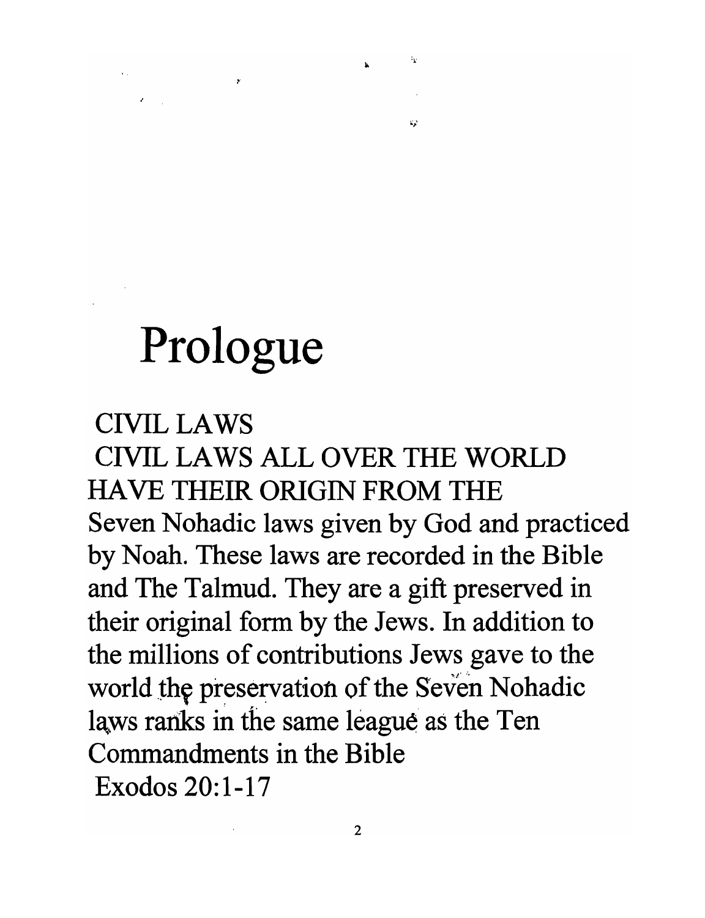# Prologue

CIVIL LAWS

CIVIL LAWS ALL OVER THE WORLD HAVE THEIR ORIGIN FROM THE Seven Nohadic laws given by God and practiced by Noah. These laws are recorded in the Bible and The Talmud. They are a gift preserved in their original form by the Jews. In addition to the millions of contributions Jews gave to the world the preservation of the Seven Nohadic laws ranks in the same league as the Ten Commandments in the Bible

Exodos 20:1-17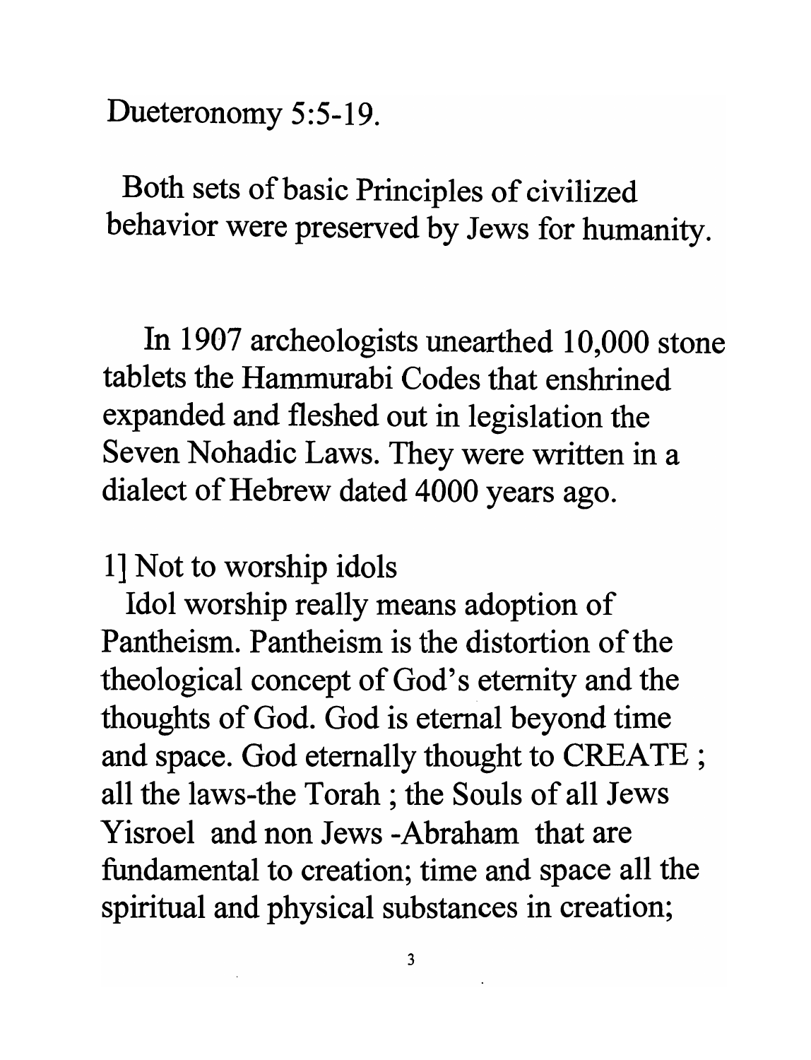Dueteronomy 5:5-19.

Both sets of basic Principles of civilized behavior were preserved by Jews for humanity.

In 1907 archeologists unearthed 10,000 stone tablets the Hammurabi Codes that enshrined expanded and fleshed out in legislation the Seven Nohadic Laws. They were written in a dialect of Hebrew dated 4000 years ago.

1] Not to worship idols

Idol worship really means adoption of Pantheism. Pantheism is the distortion of the theological concept of God's eternity and the thoughts of God. God is eternal beyond time and space. God eternally thought to CREATE ; all the laws-the Torah ; the Souls of all Jews Yisroel and non Jews -Abraham that are fundamental to creation; time and space all the spiritual and physical substances in creation;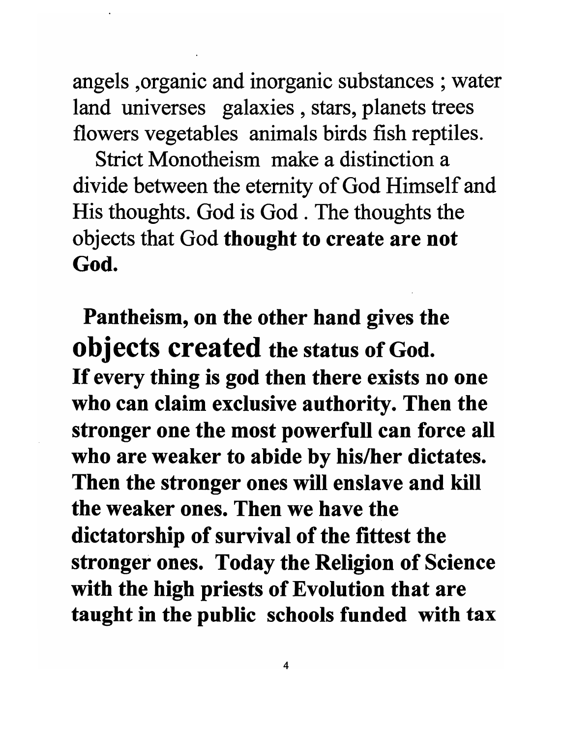angels ,organic and inorganic substances ; water land universes galaxies , stars, planets trees flowers vegetables animals birds fish reptiles.

Strict Monotheism make a distinction a divide between the eternity of God Himself and His thoughts. God is God . The thoughts the objects that God **thought to create are not God.**

**Pantheism, on the other hand gives the objects created the status of God. If every thing is god then there exists no one who can claim exclusive authority. Then the stronger one the most powerfull can force all who are weaker to abide by his/her dictates. Then the stronger ones will enslave and kill the weaker ones. Then we have the dictatorship of survival of the fittest the stronger ones. Today the Religion of Science with the high priests of Evolution that are taught in the public schools funded with tax**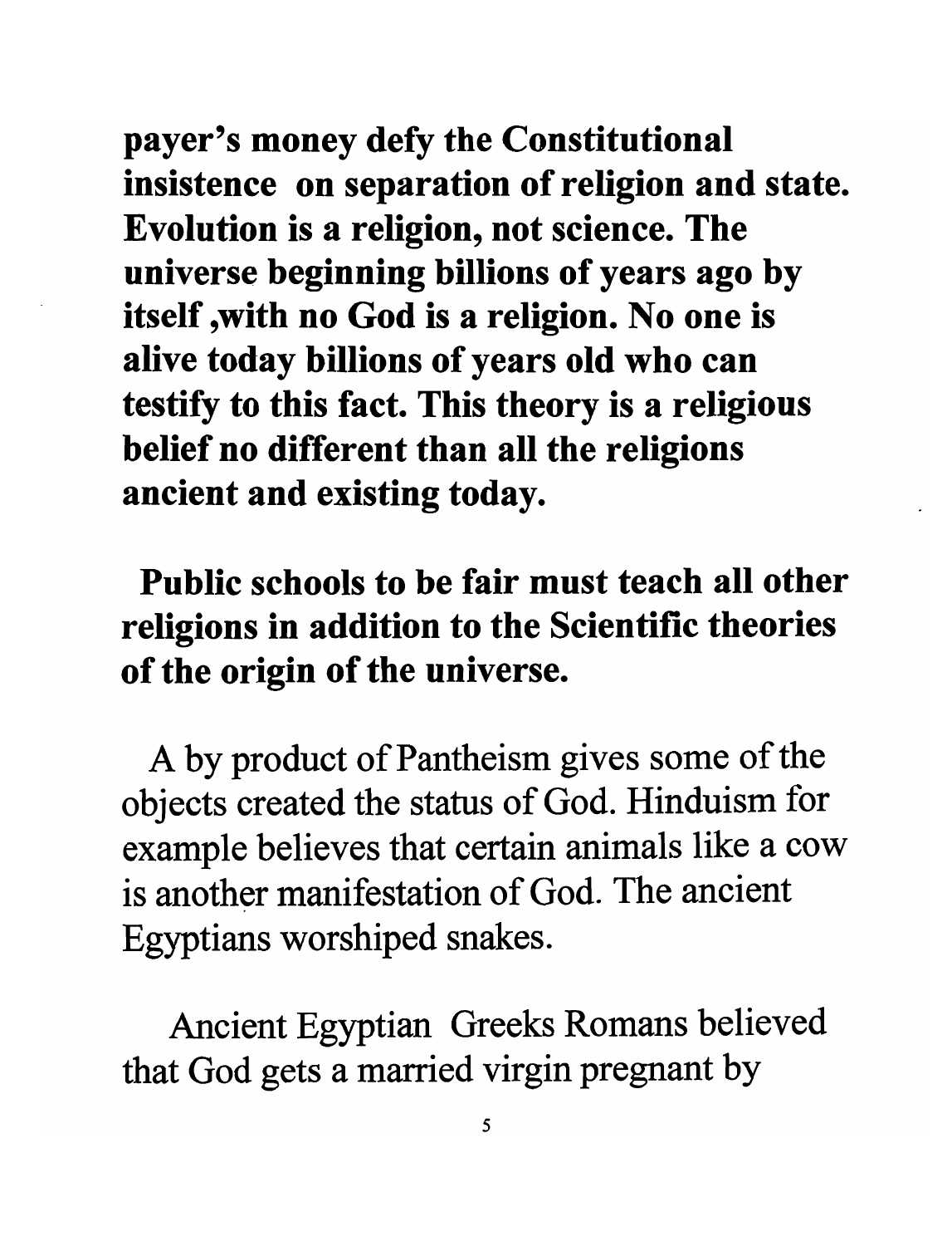**payer's money defy the Constitutional insistence on separation of religion and state. Evolution is a religion, not science. The universe beginning billions of years ago by itself ,with no God is a religion. No one is alive today billions of years old who can testify to this fact. This theory is a religious belief no different than all the religions ancient and existing today.**

**Public schools to be fair must teach all other religions in addition to the Scientific theories of the origin of the universe.**

A by product of Pantheism gives some of the objects created the status of God. Hinduism for example believes that certain animals like a cow is another manifestation of God. The ancient Egyptians worshiped snakes.

Ancient Egyptian Greeks Romans believed that God gets a married virgin pregnant by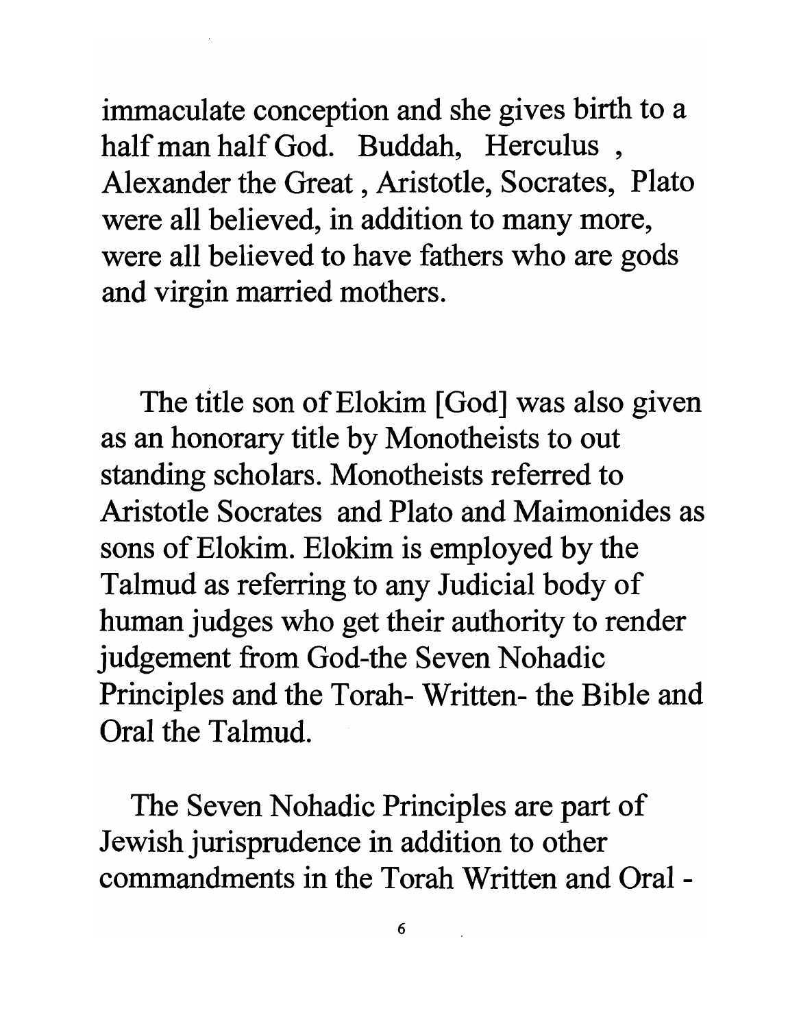immaculate conception and she gives birth to a half man half God. Buddah, Herculus , Alexander the Great , Aristotle, Socrates, Plato were all believed, in addition to many more, were all believed to have fathers who are gods and virgin married mothers.

The title son of Elokim [God] was also given as an honorary title by Monotheists to out standing scholars. Monotheists referred to Aristotle Socrates and Plato and Maimonides as sons of Elokim. Elokim is employed by the Talmud as referring to any Judicial body of human judges who get their authority to render judgement from God-the Seven Nohadic Principles and the Torah- Written- the Bible and Oral the Talmud.

The Seven Nohadic Principles are part of Jewish jurisprudence in addition to other commandments in the Torah Written and Oral -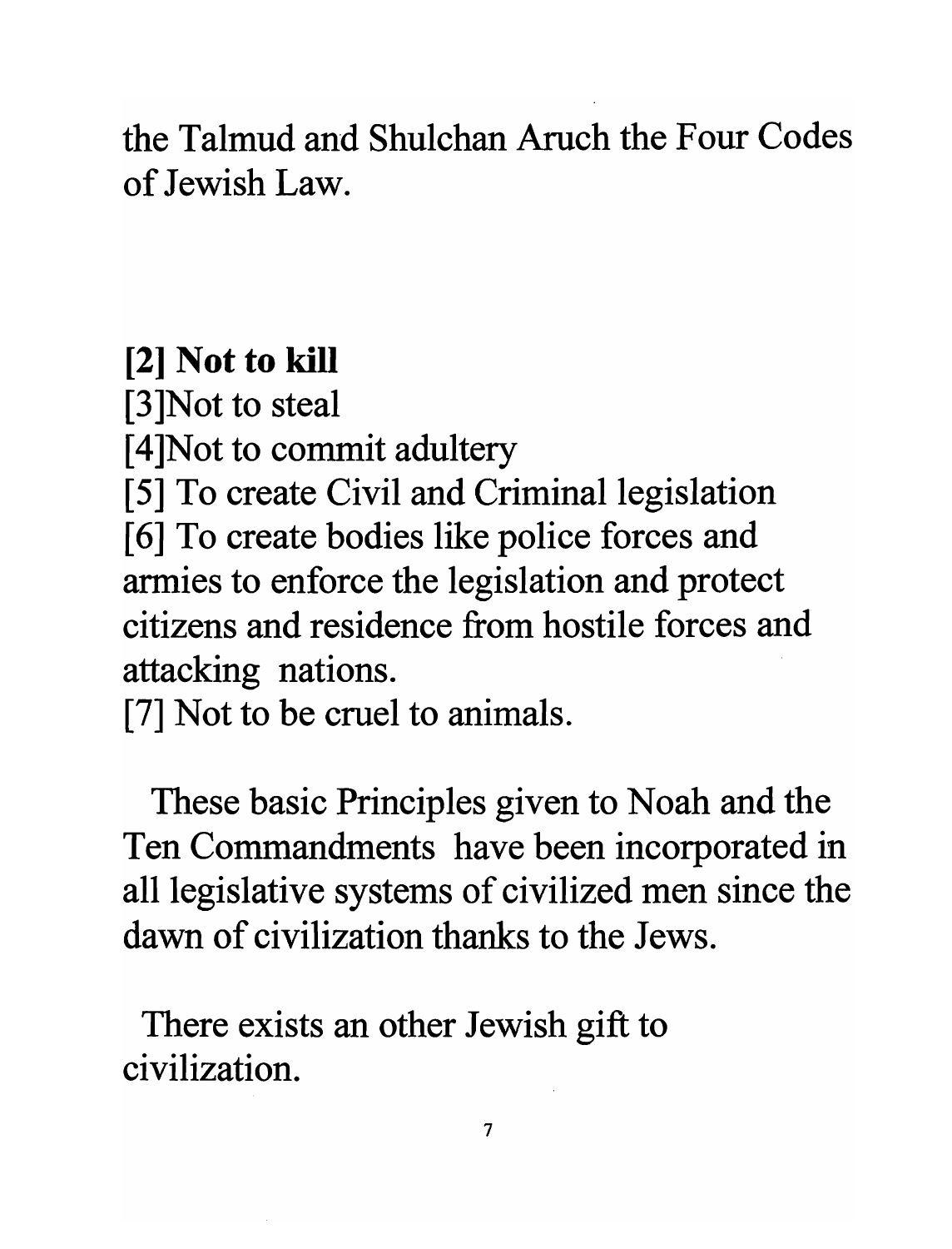the Talmud and Shulchan Aruch the Four Codes of Jewish Law.

**[2] Not to kill**
[3]Not to steal
[4]Not to commit adultery
[5] To create Civil and Criminal legislation
[6] To create bodies like police forces and armies to enforce the legislation and protect citizens and residence from hostile forces and attacking nations.
[7] Not to be cruel to animals.

These basic Principles given to Noah and the Ten Commandments have been incorporated in all legislative systems of civilized men since the dawn of civilization thanks to the Jews.

There exists an other Jewish gift to civilization.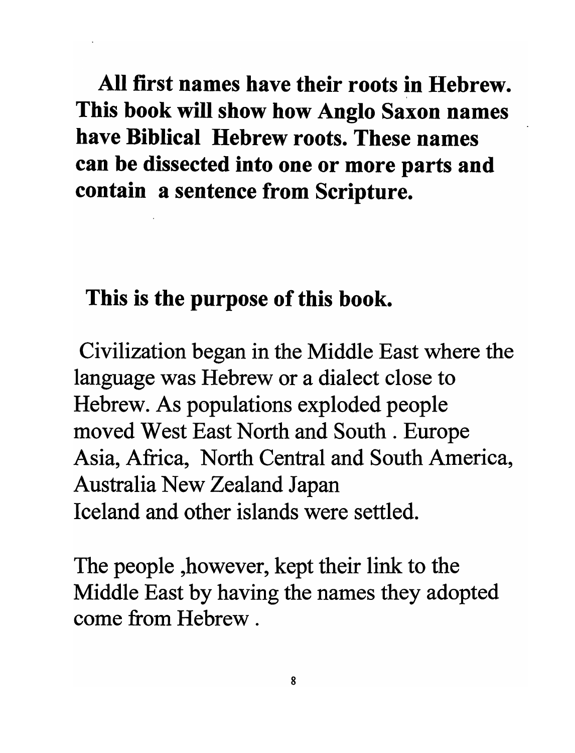**All first names have their roots in Hebrew. This book will show how Anglo Saxon names have Biblical Hebrew roots. These names can be dissected into one or more parts and contain a sentence from Scripture.**

**This is the purpose of this book.**

Civilization began in the Middle East where the language was Hebrew or a dialect close to Hebrew. As populations exploded people moved West East North and South . Europe Asia, Africa, North Central and South America, Australia New Zealand Japan Iceland and other islands were settled.

The people ,however, kept their link to the Middle East by having the names they adopted come from Hebrew .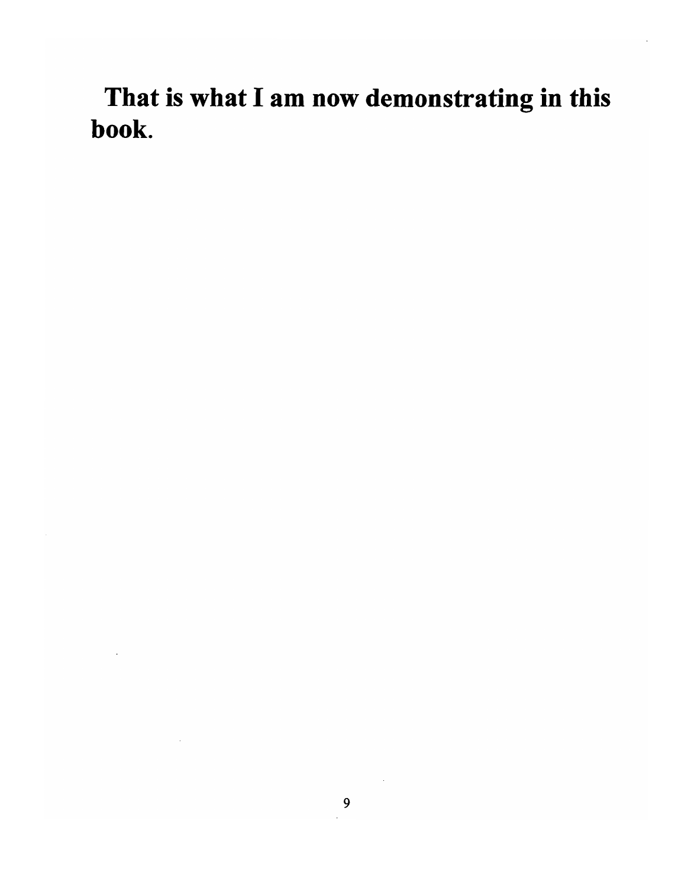**That is what I am now demonstrating in this book.**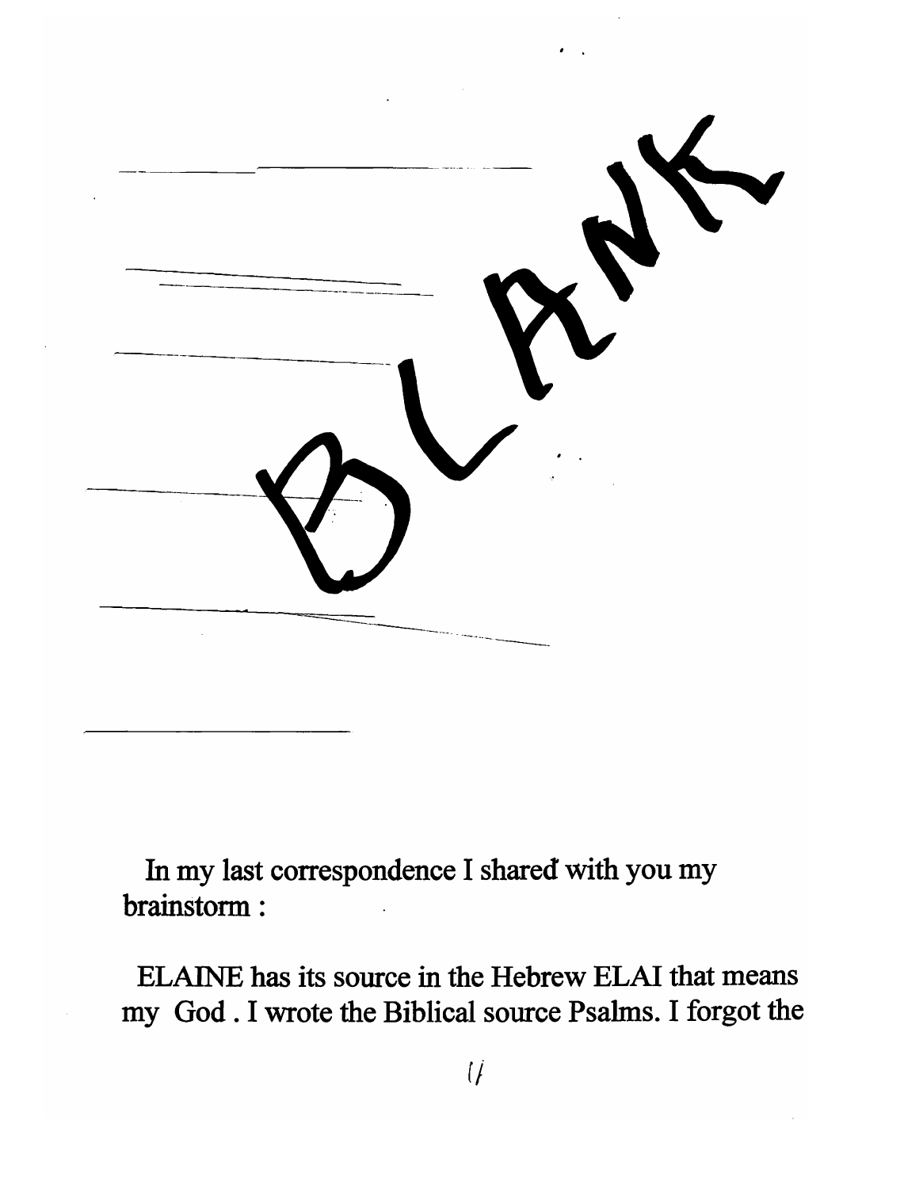BLANK

In my last correspondence I shared with you my brainstorm :

ELAINE has its source in the Hebrew ELAI that means my God . I wrote the Biblical source Psalms. I forgot the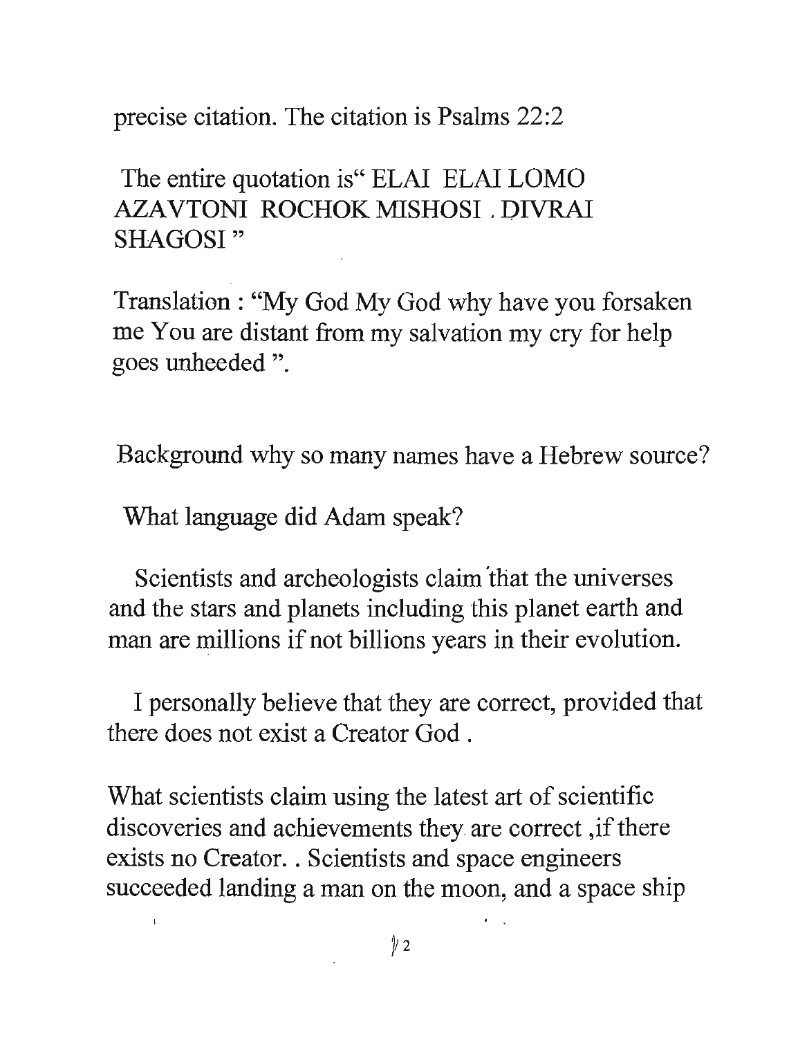precise citation. The citation is Psalms 22:2

The entire quotation is" ELAI ELAI LOMO AZAVTONI ROCHOK MISHOSI . DIVRAI SHAGOSI "

Translation : "My God My God why have you forsaken me You are distant from my salvation my cry for help goes unheeded ".

Background why so many names have a Hebrew source?

What language did Adam speak?

Scientists and archeologists claim that the universes and the stars and planets including this planet earth and man are millions if not billions years in their evolution.

I personally believe that they are correct, provided that there does not exist a Creator God .

What scientists claim using the latest art of scientific discoveries and achievements they are correct ,if there exists no Creator. . Scientists and space engineers succeeded landing a man on the moon, and a space ship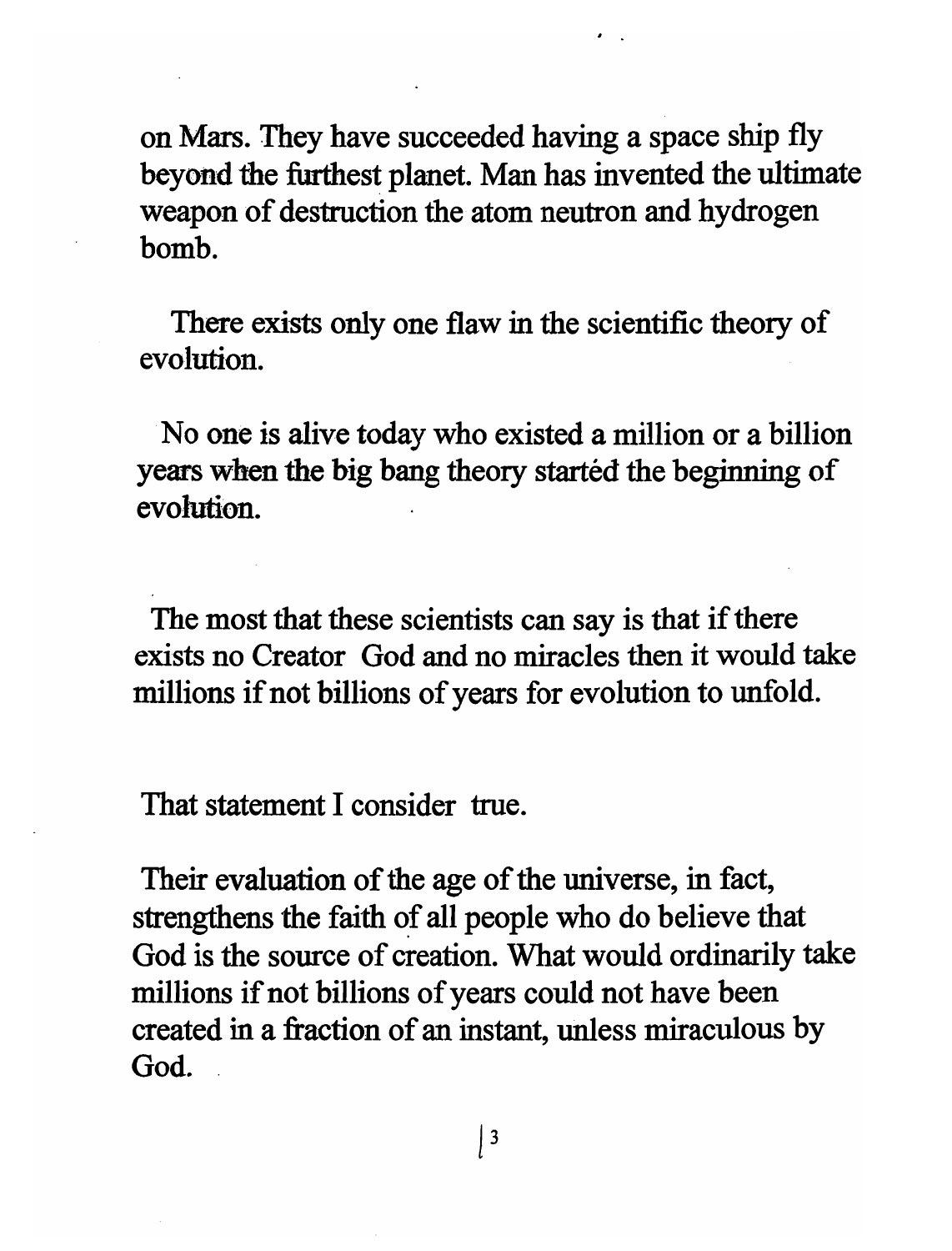on Mars. They have succeeded having a space ship fly beyond the furthest planet. Man has invented the ultimate weapon of destruction the atom neutron and hydrogen bomb.

There exists only one flaw in the scientific theory of evolution.

No one is alive today who existed a million or a billion years when the big bang theory started the beginning of evolution.

The most that these scientists can say is that if there exists no Creator God and no miracles then it would take millions if not billions of years for evolution to unfold.

That statement I consider true.

Their evaluation of the age of the universe, in fact, strengthens the faith of all people who do believe that God is the source of creation. What would ordinarily take millions if not billions of years could not have been created in a fraction of an instant, unless miraculous by God.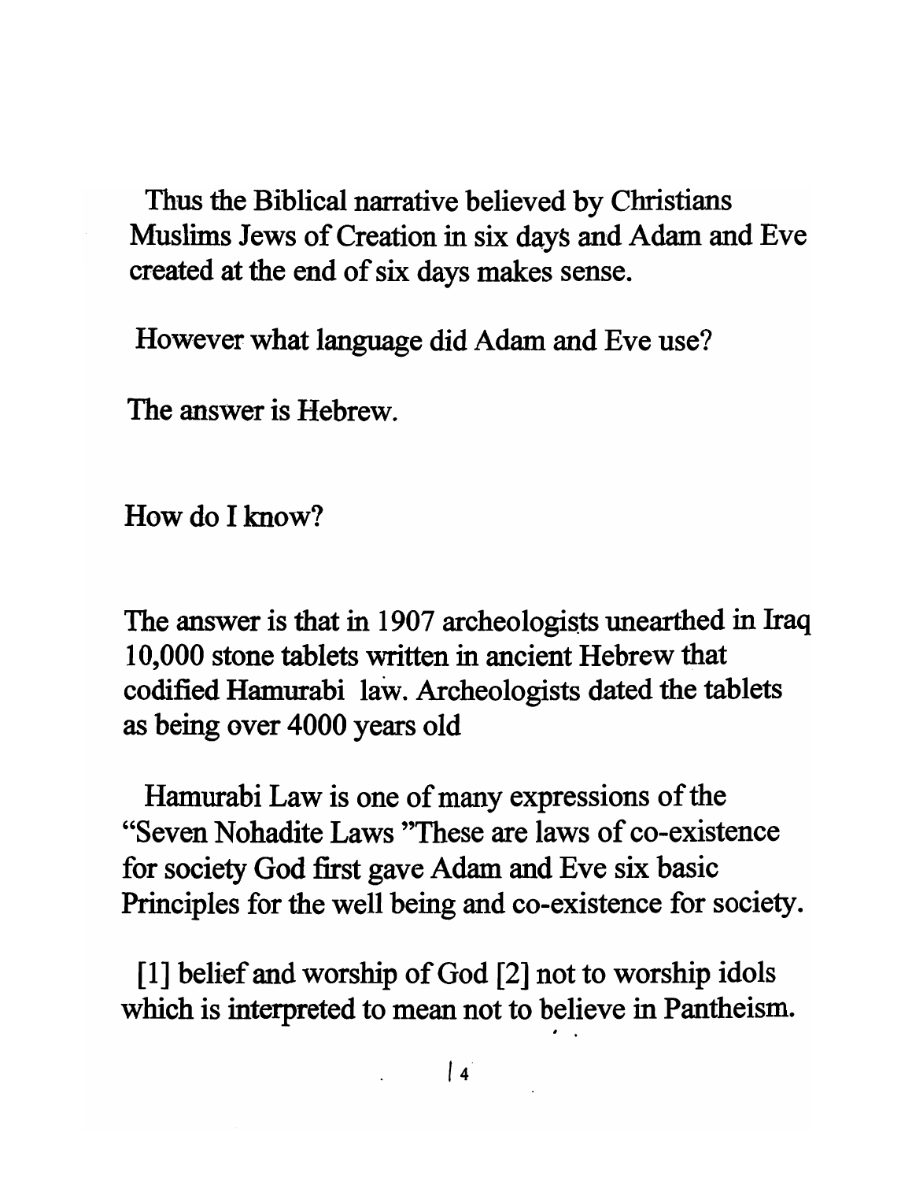Thus the Biblical narrative believed by Christians Muslims Jews of Creation in six days and Adam and Eve created at the end of six days makes sense.

However what language did Adam and Eve use?

The answer is Hebrew.

How do I know?

The answer is that in 1907 archeologists unearthed in Iraq 10,000 stone tablets written in ancient Hebrew that codified Hamurabi law. Archeologists dated the tablets as being over 4000 years old

Hamurabi Law is one of many expressions of the "Seven Nohadite Laws "These are laws of co-existence for society God first gave Adam and Eve six basic Principles for the well being and co-existence for society.

[1] belief and worship of God [2] not to worship idols which is interpreted to mean not to believe in Pantheism.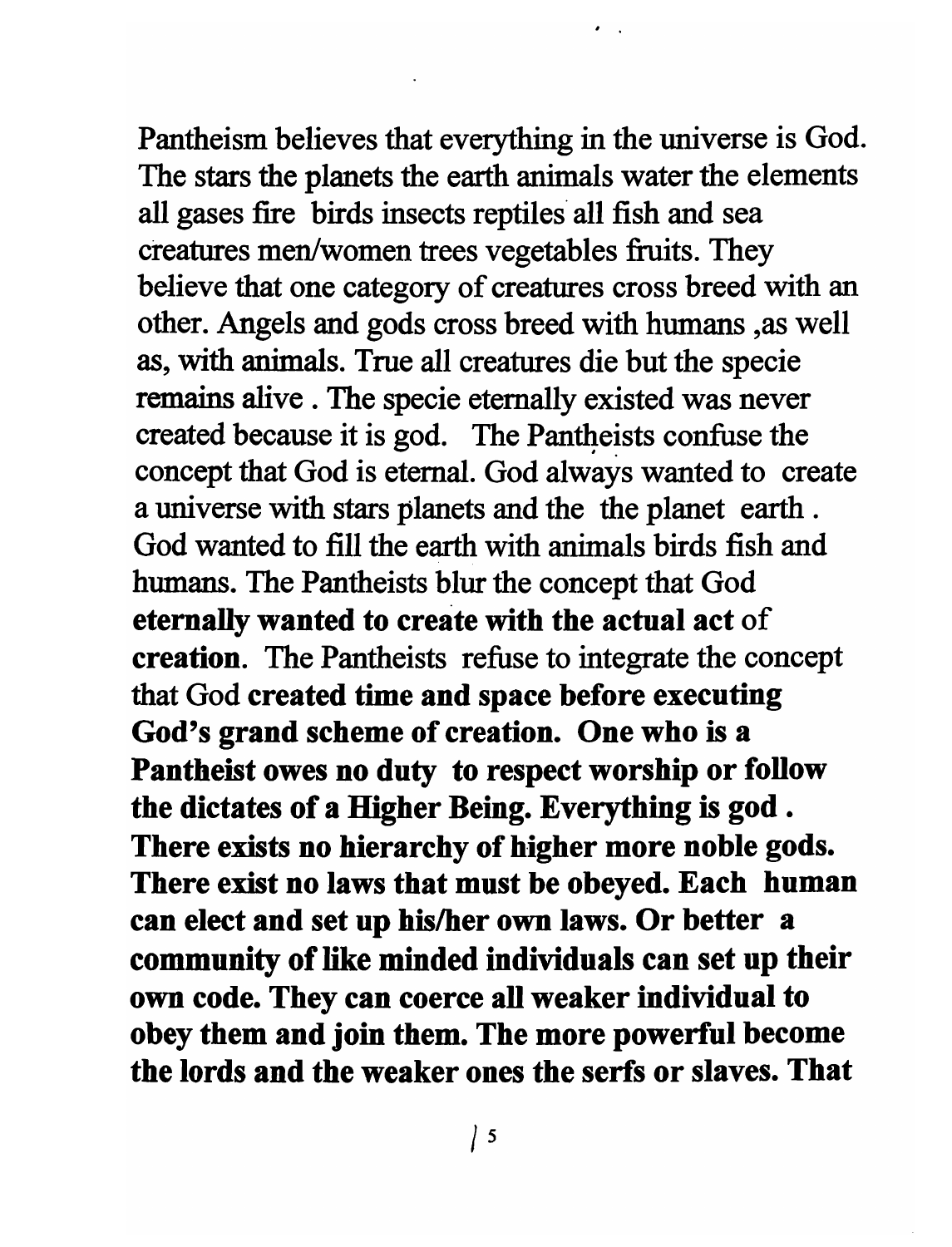Pantheism believes that everything in the universe is God. The stars the planets the earth animals water the elements all gases fire birds insects reptiles all fish and sea creatures men/women trees vegetables fruits. They believe that one category of creatures cross breed with an other. Angels and gods cross breed with humans ,as well as, with animals. True all creatures die but the specie remains alive . The specie eternally existed was never created because it is god. The Pantheists confuse the concept that God is eternal. God always wanted to create a universe with stars planets and the the planet earth . God wanted to fill the earth with animals birds fish and humans. The Pantheists blur the concept that God **eternally wanted to create with the actual act** of **creation**. The Pantheists refuse to integrate the concept that God **created time and space before executing God's grand scheme of creation. One who is a Pantheist owes no duty to respect worship or follow the dictates of a Higher Being. Everything is god . There exists no hierarchy of higher more noble gods. There exist no laws that must be obeyed. Each human can elect and set up his/her own laws. Or better a community of like minded individuals can set up their own code. They can coerce all weaker individual to obey them and join them. The more powerful become the lords and the weaker ones the serfs or slaves. That**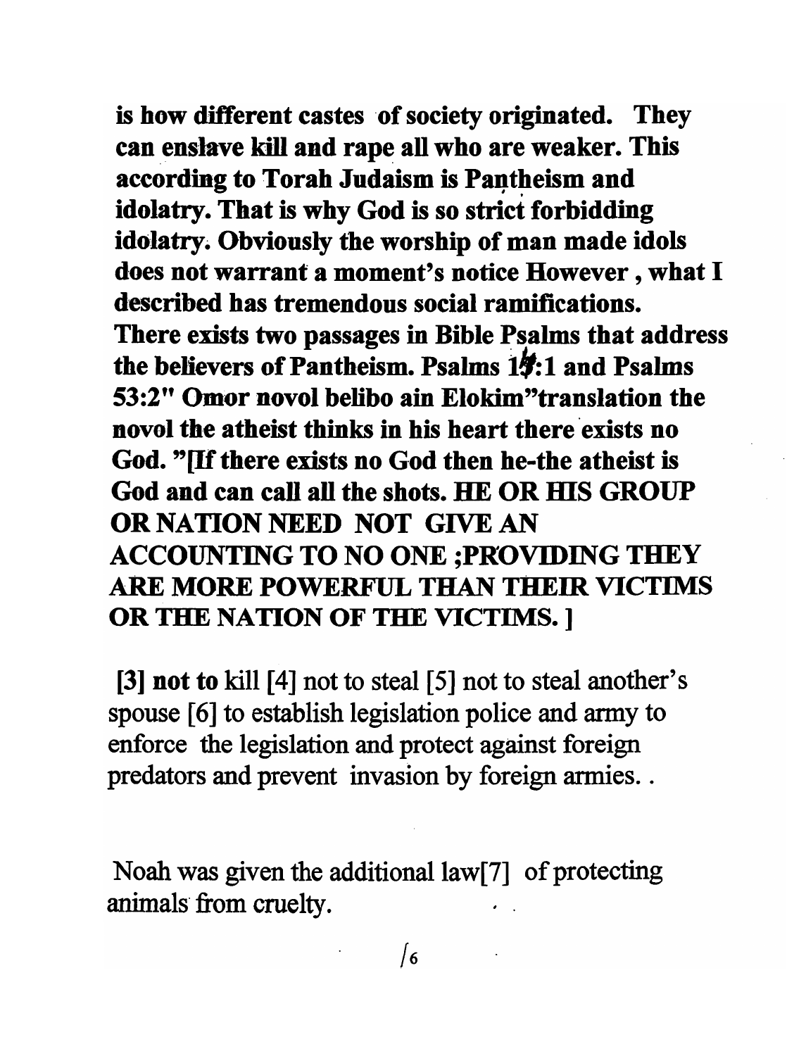**is how different castes of society originated. They can enslave kill and rape all who are weaker. This according to Torah Judaism is Pantheism and idolatry. That is why God is so strict forbidding idolatry. Obviously the worship of man made idols does not warrant a moment's notice However , what I described has tremendous social ramifications. There exists two passages in Bible Psalms that address the believers of Pantheism. Psalms 14:1 and Psalms 53:2" Omor novol belibo ain Elokim"translation the novol the atheist thinks in his heart there exists no God. "[If there exists no God then he-the atheist is God and can call all the shots. HE OR HIS GROUP OR NATION NEED NOT GIVE AN ACCOUNTING TO NO ONE ;PROVIDING THEY ARE MORE POWERFUL THAN THEIR VICTIMS OR THE NATION OF THE VICTIMS. ]**

**[3] not to** kill [4] not to steal [5] not to steal another's spouse [6] to establish legislation police and army to enforce the legislation and protect against foreign predators and prevent invasion by foreign armies. .

Noah was given the additional law[7] of protecting animals from cruelty.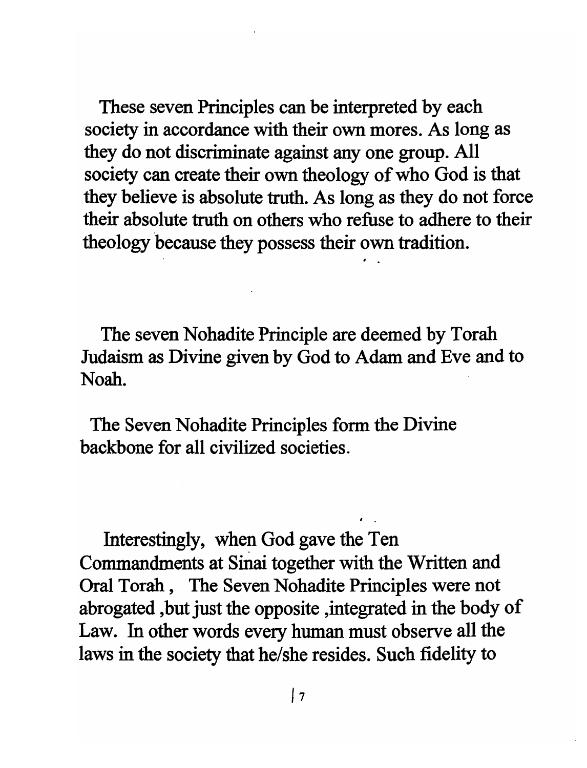These seven Principles can be interpreted by each society in accordance with their own mores. As long as they do not discriminate against any one group. All society can create their own theology of who God is that they believe is absolute truth. As long as they do not force their absolute truth on others who refuse to adhere to their theology because they possess their own tradition.

The seven Nohadite Principle are deemed by Torah Judaism as Divine given by God to Adam and Eve and to Noah.

The Seven Nohadite Principles form the Divine backbone for all civilized societies.

Interestingly, when God gave the Ten Commandments at Sinai together with the Written and Oral Torah , The Seven Nohadite Principles were not abrogated ,but just the opposite ,integrated in the body of Law. In other words every human must observe all the laws in the society that he/she resides. Such fidelity to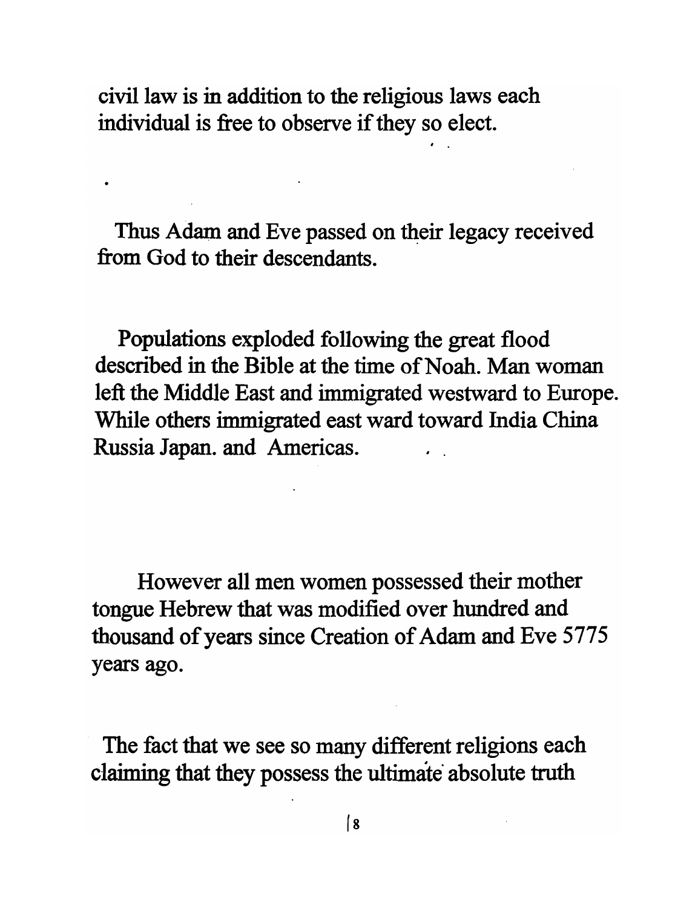civil law is in addition to the religious laws each individual is free to observe if they so elect.

Thus Adam and Eve passed on their legacy received from God to their descendants.

Populations exploded following the great flood described in the Bible at the time of Noah. Man woman left the Middle East and immigrated westward to Europe. While others immigrated east ward toward India China Russia Japan. and Americas.

However all men women possessed their mother tongue Hebrew that was modified over hundred and thousand of years since Creation of Adam and Eve 5775 years ago.

The fact that we see so many different religions each claiming that they possess the ultimate absolute truth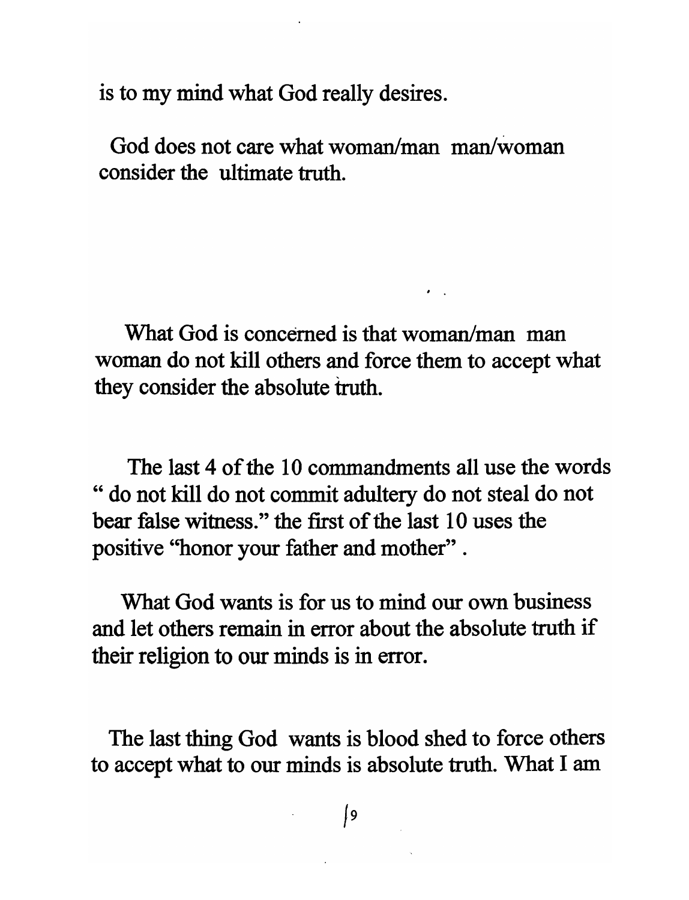is to my mind what God really desires.

God does not care what woman/man man/woman consider the ultimate truth.

What God is concerned is that woman/man man woman do not kill others and force them to accept what they consider the absolute truth.

The last 4 of the 10 commandments all use the words " do not kill do not commit adultery do not steal do not bear false witness." the first of the last 10 uses the positive "honor your father and mother" .

What God wants is for us to mind our own business and let others remain in error about the absolute truth if their religion to our minds is in error.

The last thing God wants is blood shed to force others to accept what to our minds is absolute truth. What I am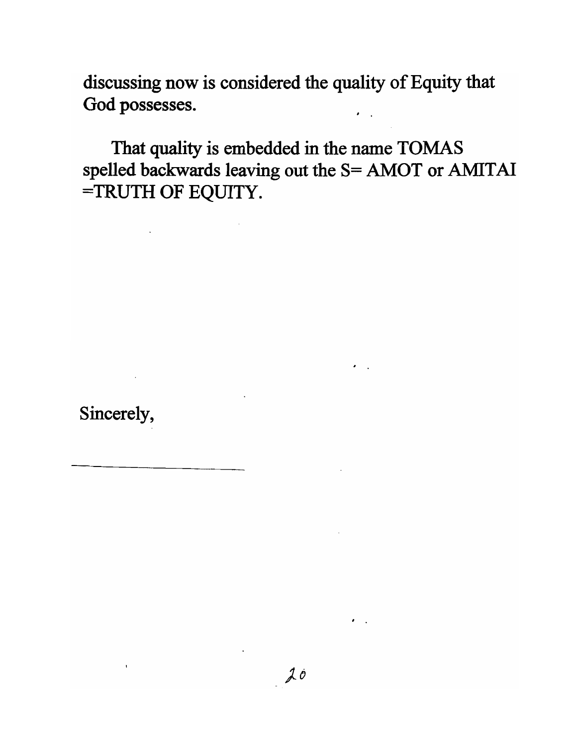discussing now is considered the quality of Equity that God possesses.

That quality is embedded in the name TOMAS spelled backwards leaving out the S= AMOT or AMITAI =TRUTH OF EQUITY.

Sincerely,

\_\_\_\_\_\_\_\_\_\_\_\_\_\_\_\_\_\_\_\_\_\_\_\_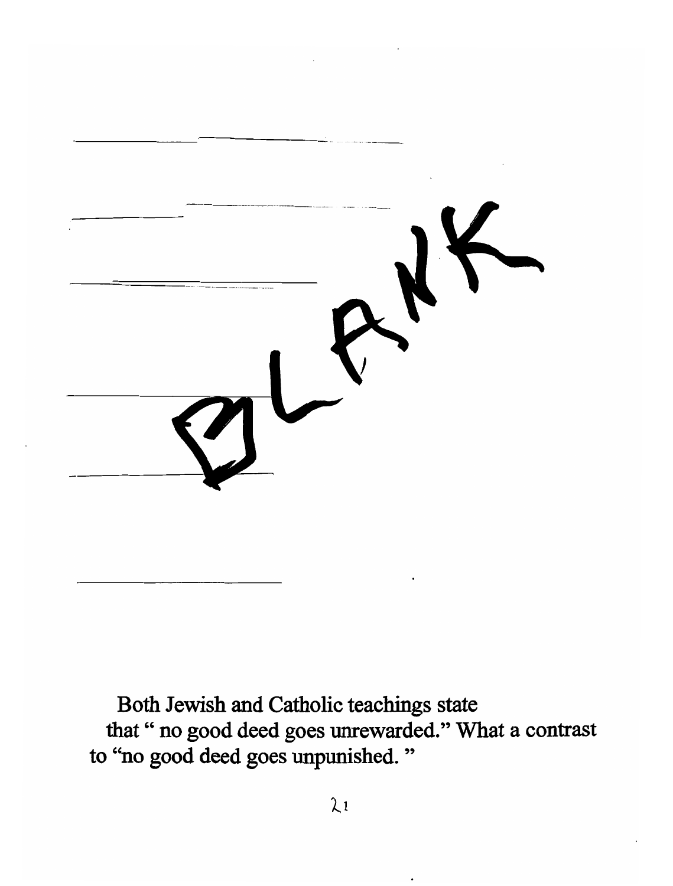Both Jewish and Catholic teachings state that " no good deed goes unrewarded." What a contrast to "no good deed goes unpunished. "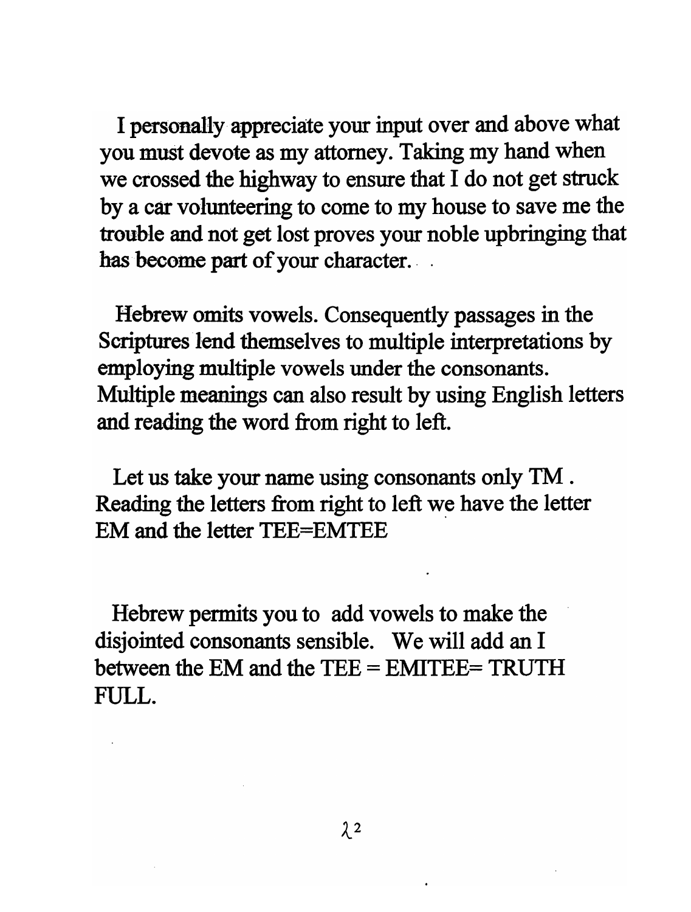I personally appreciate your input over and above what you must devote as my attorney. Taking my hand when we crossed the highway to ensure that I do not get struck by a car volunteering to come to my house to save me the trouble and not get lost proves your noble upbringing that has become part of your character.

Hebrew omits vowels. Consequently passages in the Scriptures lend themselves to multiple interpretations by employing multiple vowels under the consonants. Multiple meanings can also result by using English letters and reading the word from right to left.

Let us take your name using consonants only TM . Reading the letters from right to left we have the letter EM and the letter TEE=EMTEE

Hebrew permits you to add vowels to make the disjointed consonants sensible. We will add an I between the EM and the TEE = EMITEE= TRUTH FULL.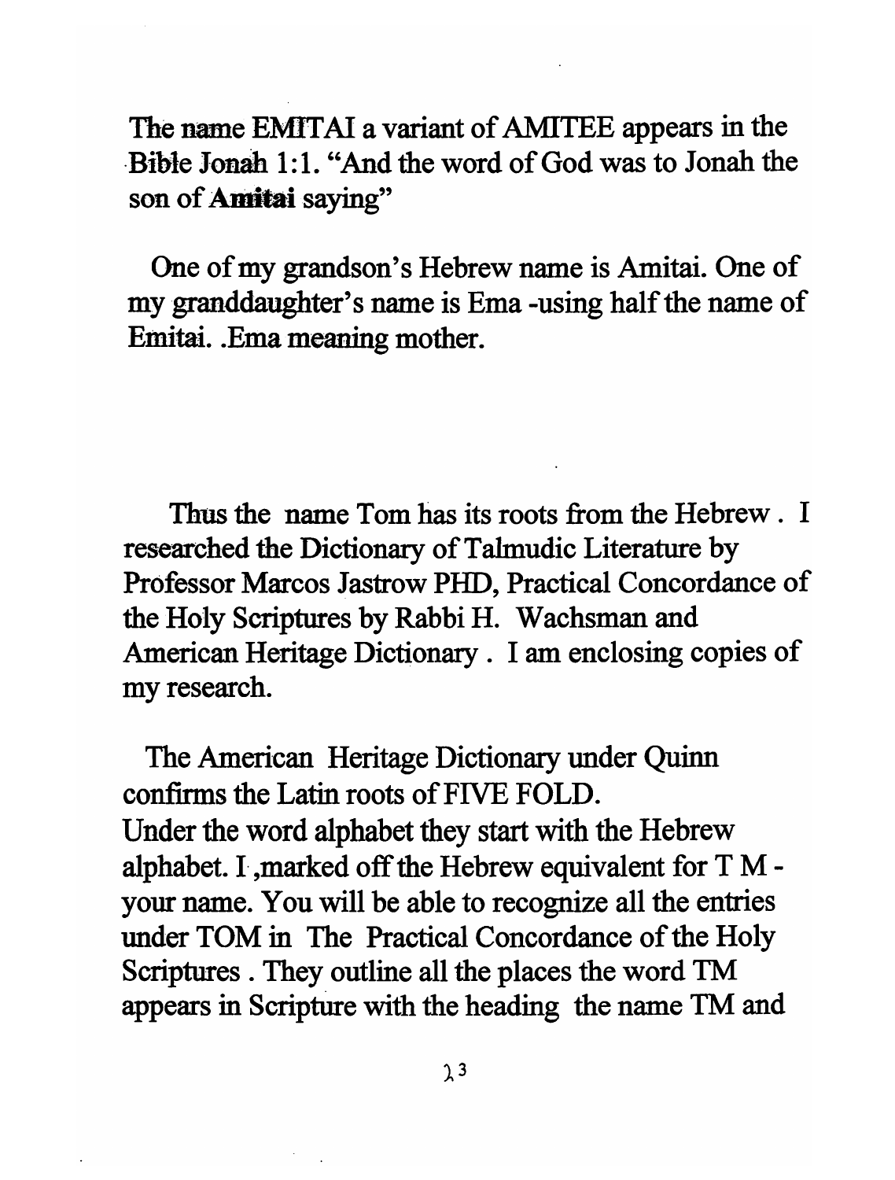The name EMITAI a variant of AMITEE appears in the Bible Jonah 1:1. "And the word of God was to Jonah the son of **Amitai** saying"

One of my grandson's Hebrew name is Amitai. One of my granddaughter's name is Ema -using half the name of Emitai. .Ema meaning mother.

Thus the name Tom has its roots from the Hebrew . I researched the Dictionary of Talmudic Literature by Professor Marcos Jastrow PHD, Practical Concordance of the Holy Scriptures by Rabbi H. Wachsman and American Heritage Dictionary . I am enclosing copies of my research.

The American Heritage Dictionary under Quinn confirms the Latin roots of FIVE FOLD.
Under the word alphabet they start with the Hebrew alphabet. I ,marked off the Hebrew equivalent for T M - your name. You will be able to recognize all the entries under TOM in The Practical Concordance of the Holy Scriptures . They outline all the places the word TM appears in Scripture with the heading the name TM and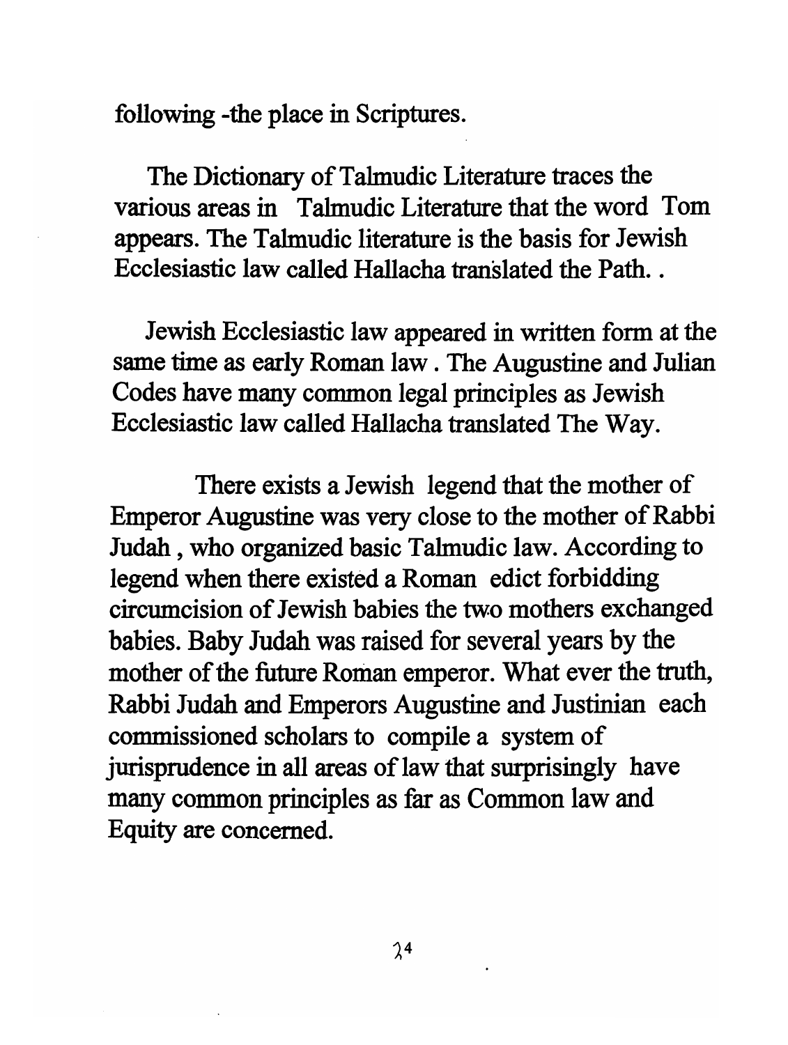following -the place in Scriptures.

The Dictionary of Talmudic Literature traces the various areas in Talmudic Literature that the word Tom appears. The Talmudic literature is the basis for Jewish Ecclesiastic law called Hallacha translated the Path. .

Jewish Ecclesiastic law appeared in written form at the same time as early Roman law . The Augustine and Julian Codes have many common legal principles as Jewish Ecclesiastic law called Hallacha translated The Way.

There exists a Jewish legend that the mother of Emperor Augustine was very close to the mother of Rabbi Judah , who organized basic Talmudic law. According to legend when there existed a Roman edict forbidding circumcision of Jewish babies the two mothers exchanged babies. Baby Judah was raised for several years by the mother of the future Roman emperor. What ever the truth, Rabbi Judah and Emperors Augustine and Justinian each commissioned scholars to compile a system of jurisprudence in all areas of law that surprisingly have many common principles as far as Common law and Equity are concerned.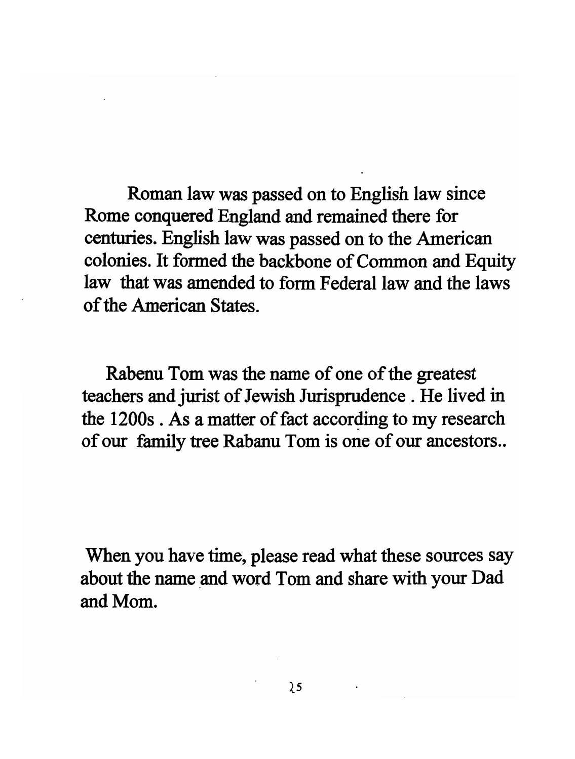Roman law was passed on to English law since Rome conquered England and remained there for centuries. English law was passed on to the American colonies. It formed the backbone of Common and Equity law that was amended to form Federal law and the laws of the American States.

Rabenu Tom was the name of one of the greatest teachers and jurist of Jewish Jurisprudence . He lived in the 1200s . As a matter of fact according to my research of our family tree Rabanu Tom is one of our ancestors..

When you have time, please read what these sources say about the name and word Tom and share with your Dad and Mom.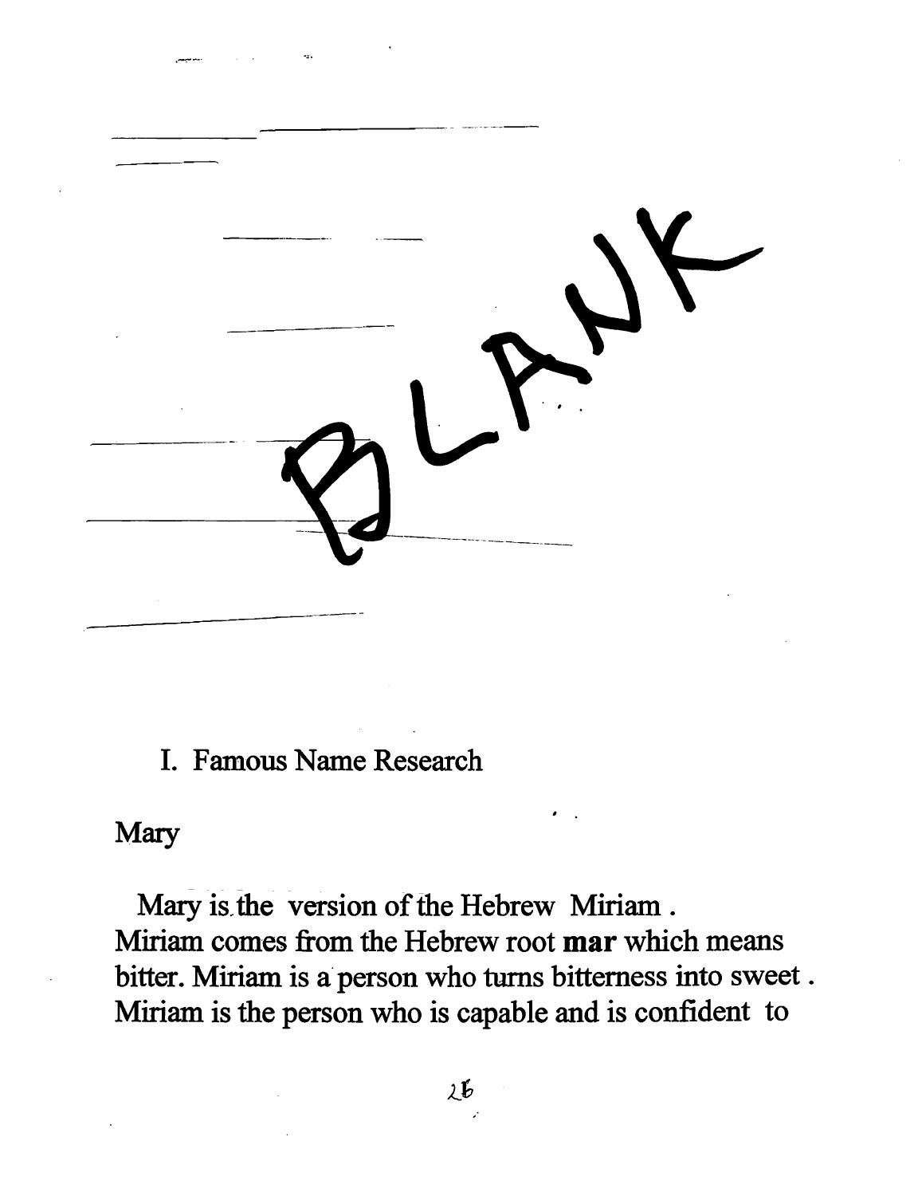BLANK

I. Famous Name Research

Mary

Mary is the version of the Hebrew Miriam . Miriam comes from the Hebrew root **mar** which means bitter. Miriam is a person who turns bitterness into sweet . Miriam is the person who is capable and is confident to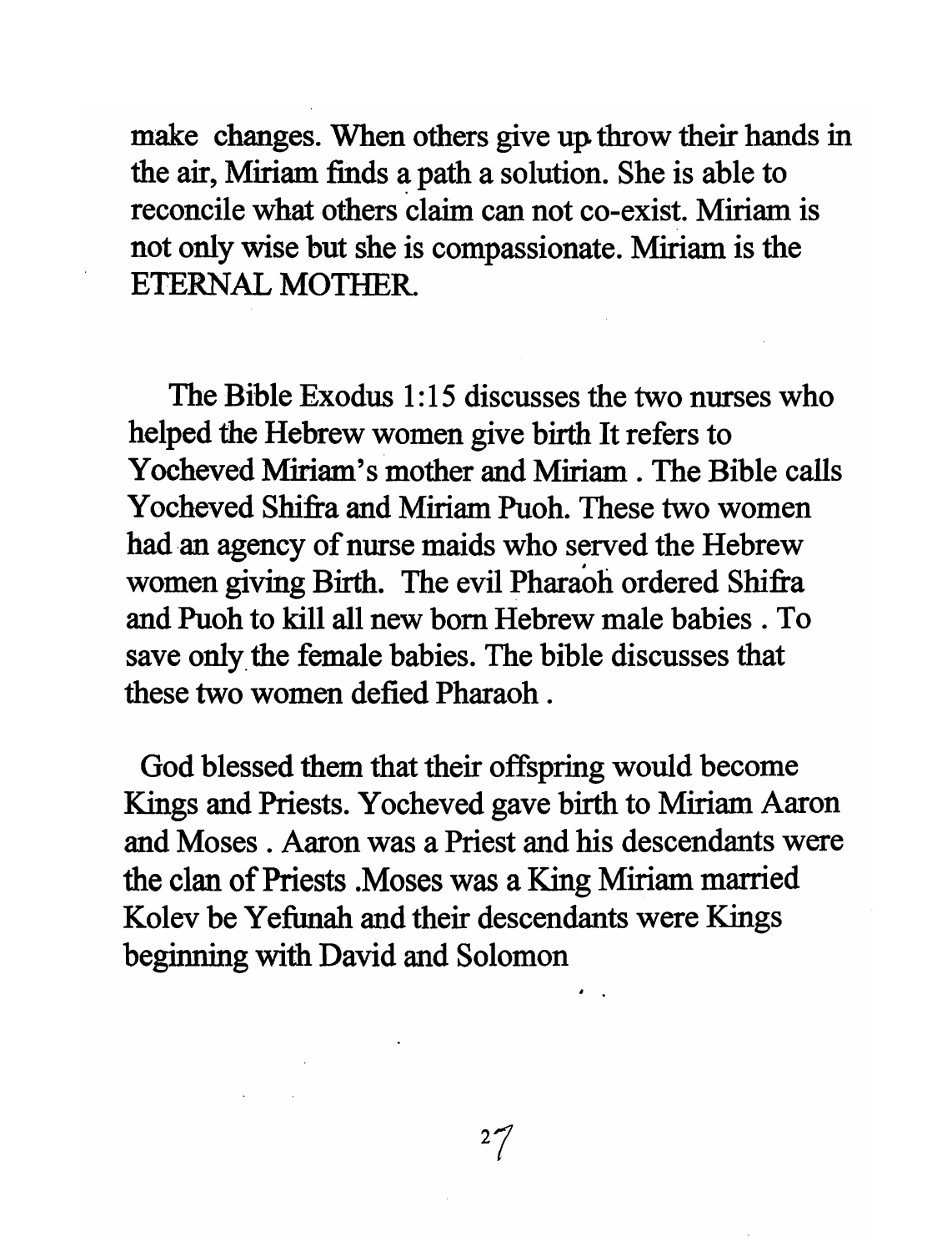make changes. When others give up throw their hands in the air, Miriam finds a path a solution. She is able to reconcile what others claim can not co-exist. Miriam is not only wise but she is compassionate. Miriam is the ETERNAL MOTHER.

The Bible Exodus 1:15 discusses the two nurses who helped the Hebrew women give birth It refers to Yocheved Miriam's mother and Miriam . The Bible calls Yocheved Shifra and Miriam Puoh. These two women had an agency of nurse maids who served the Hebrew women giving Birth. The evil Pharaoh ordered Shifra and Puoh to kill all new born Hebrew male babies . To save only the female babies. The bible discusses that these two women defied Pharaoh .

God blessed them that their offspring would become Kings and Priests. Yocheved gave birth to Miriam Aaron and Moses . Aaron was a Priest and his descendants were the clan of Priests .Moses was a King Miriam married Kolev be Yefunah and their descendants were Kings beginning with David and Solomon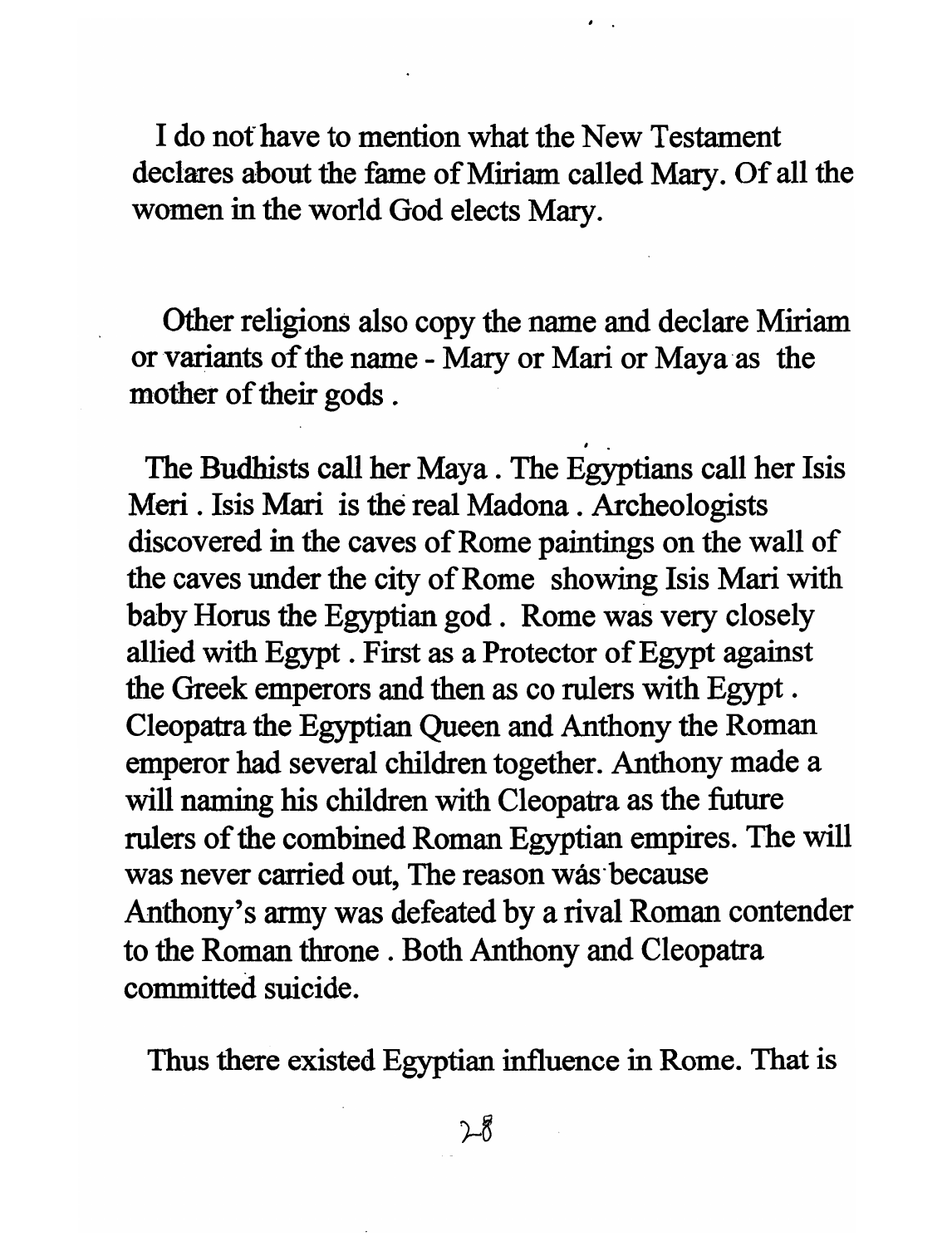I do not have to mention what the New Testament declares about the fame of Miriam called Mary. Of all the women in the world God elects Mary.

Other religions also copy the name and declare Miriam or variants of the name - Mary or Mari or Maya as the mother of their gods .

The Budhists call her Maya . The Egyptians call her Isis Meri . Isis Mari is the real Madona . Archeologists discovered in the caves of Rome paintings on the wall of the caves under the city of Rome showing Isis Mari with baby Horus the Egyptian god . Rome was very closely allied with Egypt . First as a Protector of Egypt against the Greek emperors and then as co rulers with Egypt . Cleopatra the Egyptian Queen and Anthony the Roman emperor had several children together. Anthony made a will naming his children with Cleopatra as the future rulers of the combined Roman Egyptian empires. The will was never carried out, The reason wás because Anthony's army was defeated by a rival Roman contender to the Roman throne . Both Anthony and Cleopatra committed suicide.

Thus there existed Egyptian influence in Rome. That is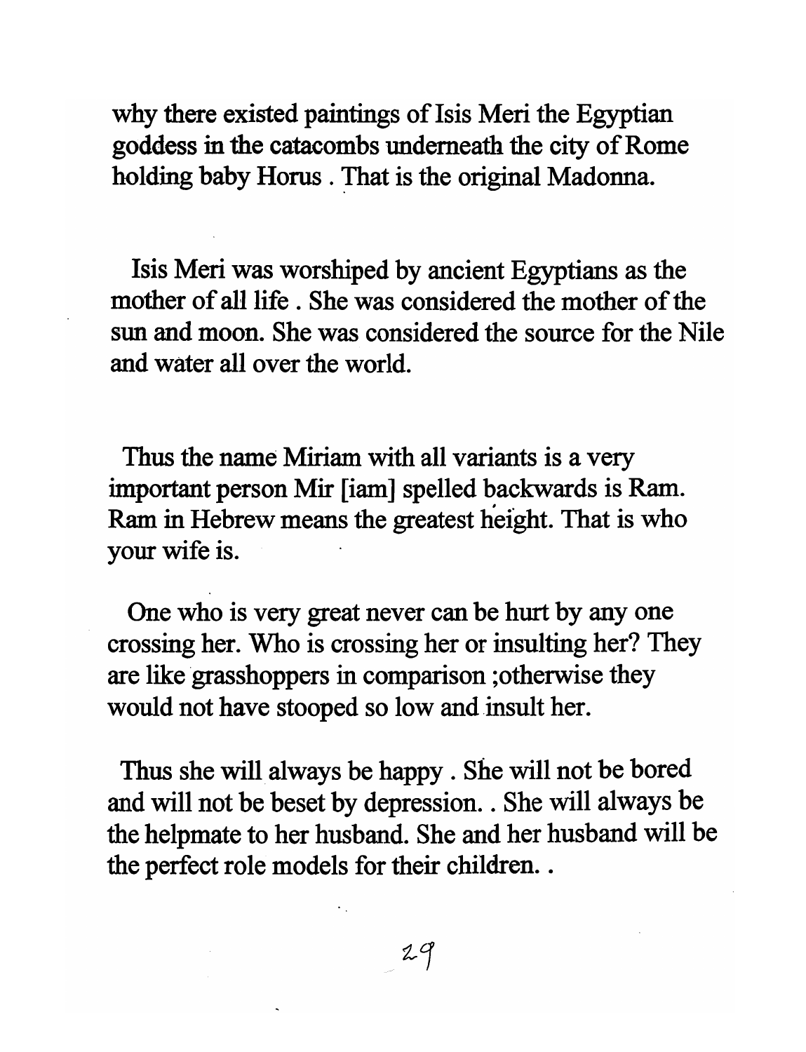why there existed paintings of Isis Meri the Egyptian goddess in the catacombs underneath the city of Rome holding baby Horus . That is the original Madonna.

Isis Meri was worshiped by ancient Egyptians as the mother of all life . She was considered the mother of the sun and moon. She was considered the source for the Nile and water all over the world.

Thus the name Miriam with all variants is a very important person Mir [iam] spelled backwards is Ram. Ram in Hebrew means the greatest height. That is who your wife is.

One who is very great never can be hurt by any one crossing her. Who is crossing her or insulting her? They are like grasshoppers in comparison ;otherwise they would not have stooped so low and insult her.

Thus she will always be happy . She will not be bored and will not be beset by depression. . She will always be the helpmate to her husband. She and her husband will be the perfect role models for their children. .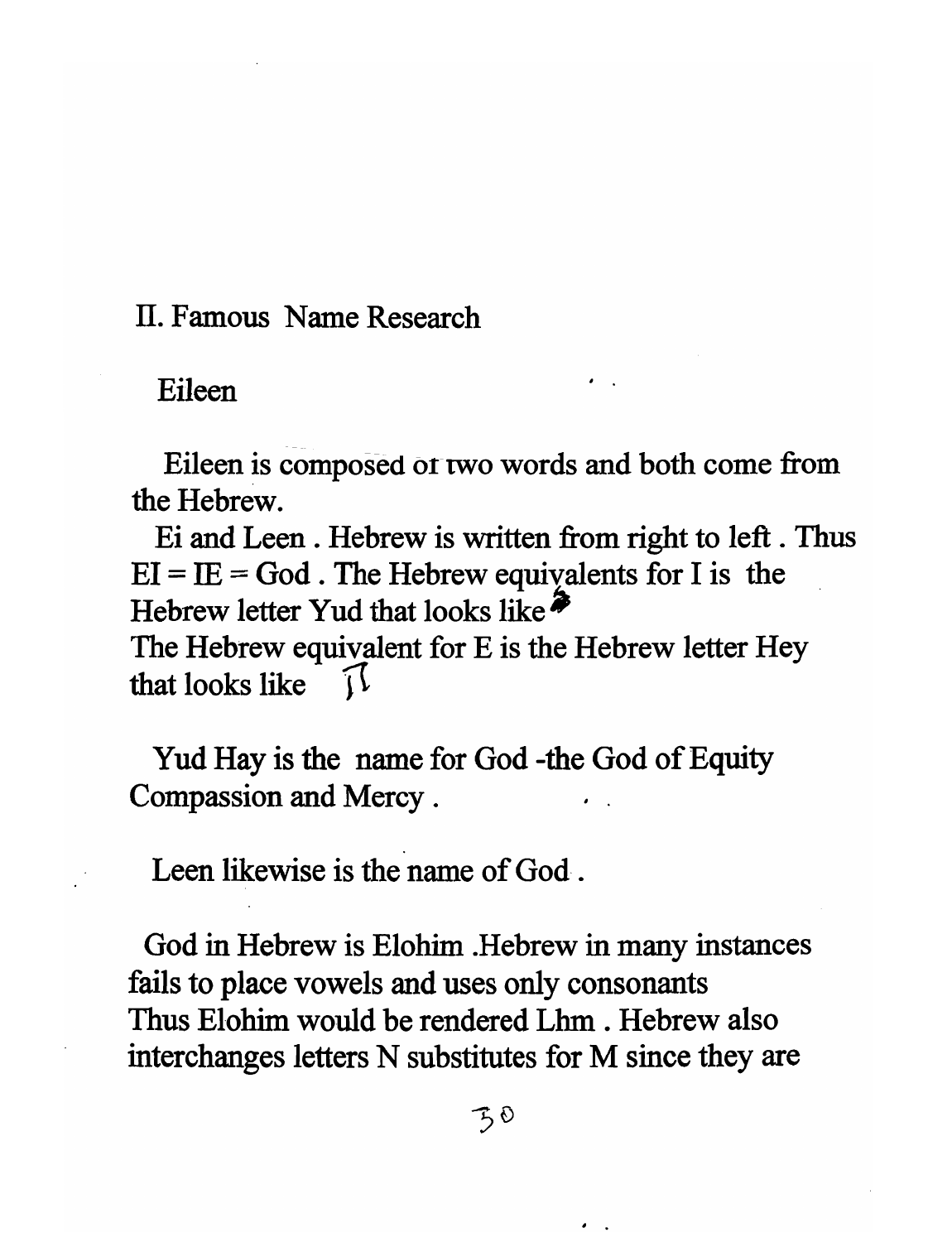## II. Famous Name Research

### Eileen

Eileen is composed of two words and both come from the Hebrew.

Ei and Leen . Hebrew is written from right to left . Thus EI = IE = God . The Hebrew equivalents for I is the Hebrew letter Yud that looks like י
The Hebrew equivalent for E is the Hebrew letter Hey that looks like ה

Yud Hay is the name for God -the God of Equity Compassion and Mercy .

Leen likewise is the name of God .

God in Hebrew is Elohim .Hebrew in many instances fails to place vowels and uses only consonants
Thus Elohim would be rendered Lhm . Hebrew also interchanges letters N substitutes for M since they are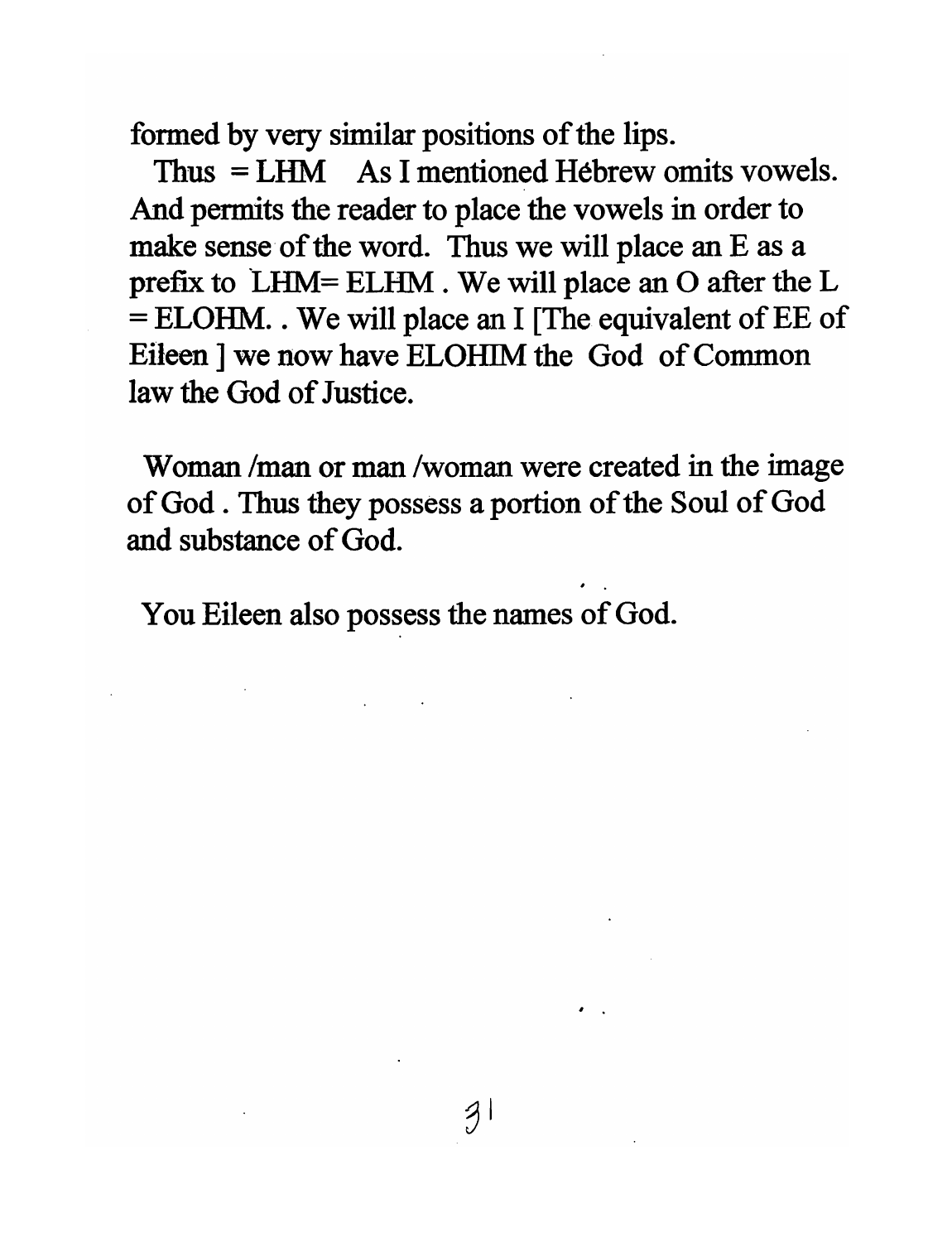formed by very similar positions of the lips.

Thus = LHM As I mentioned Hébrew omits vowels. And permits the reader to place the vowels in order to make sense of the word. Thus we will place an E as a prefix to LHM= ELHM . We will place an O after the L = ELOHM. . We will place an I [The equivalent of EE of Eileen ] we now have ELOHIM the God of Common law the God of Justice.

Woman /man or man /woman were created in the image of God . Thus they possess a portion of the Soul of God and substance of God.

You Eileen also possess the names of God.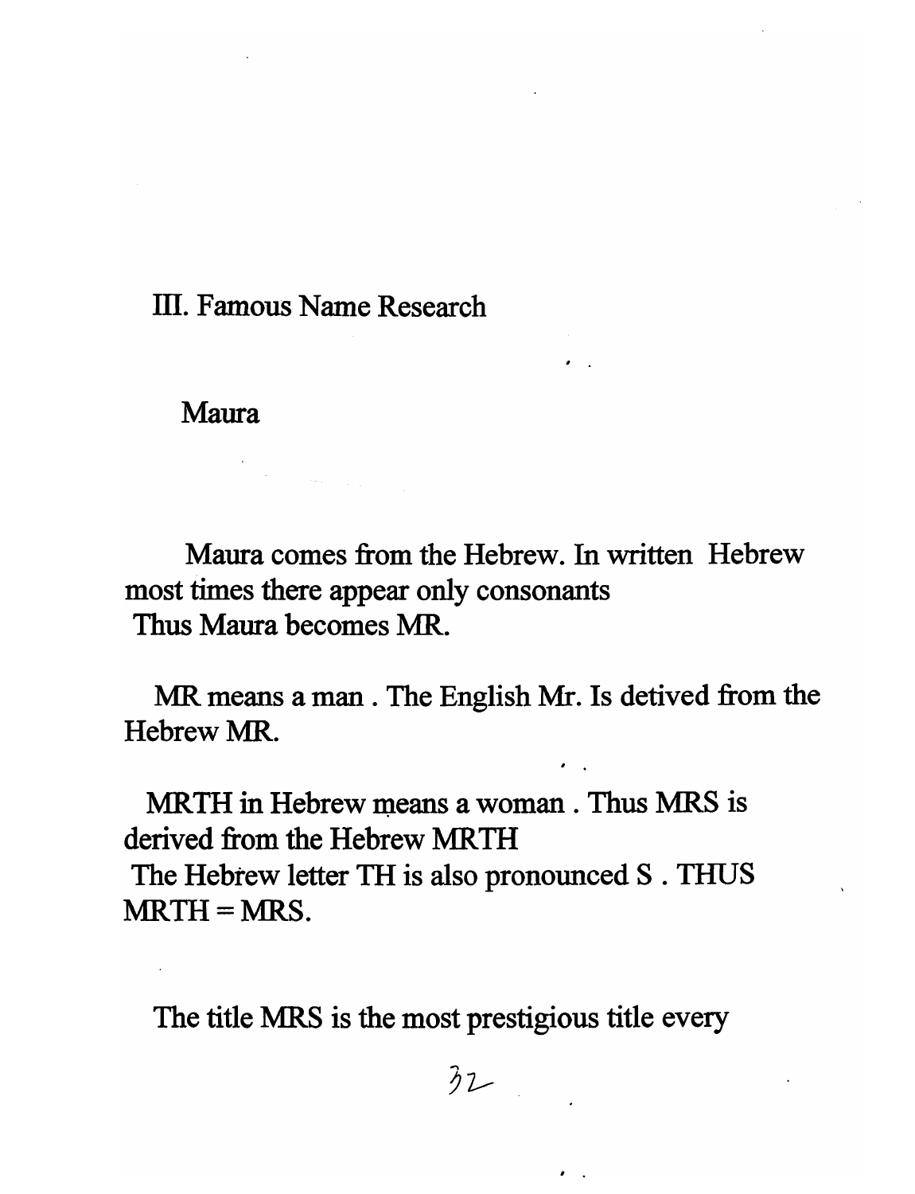## III. Famous Name Research

### Maura

Maura comes from the Hebrew. In written Hebrew most times there appear only consonants
Thus Maura becomes MR.

MR means a man . The English Mr. Is detived from the Hebrew MR.

MRTH in Hebrew means a woman . Thus MRS is derived from the Hebrew MRTH
The Hebrew letter TH is also pronounced S . THUS MRTH = MRS.

The title MRS is the most prestigious title every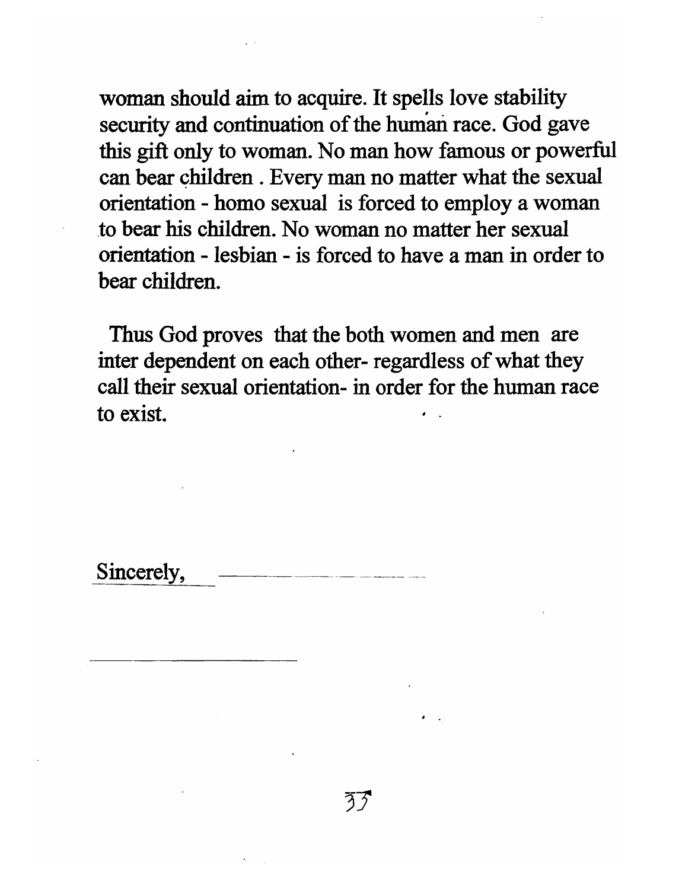woman should aim to acquire. It spells love stability security and continuation of the human race. God gave this gift only to woman. No man how famous or powerful can bear children . Every man no matter what the sexual orientation - homo sexual is forced to employ a woman to bear his children. No woman no matter her sexual orientation - lesbian - is forced to have a man in order to bear children.

Thus God proves that the both women and men are inter dependent on each other- regardless of what they call their sexual orientation- in order for the human race to exist.

Sincerely,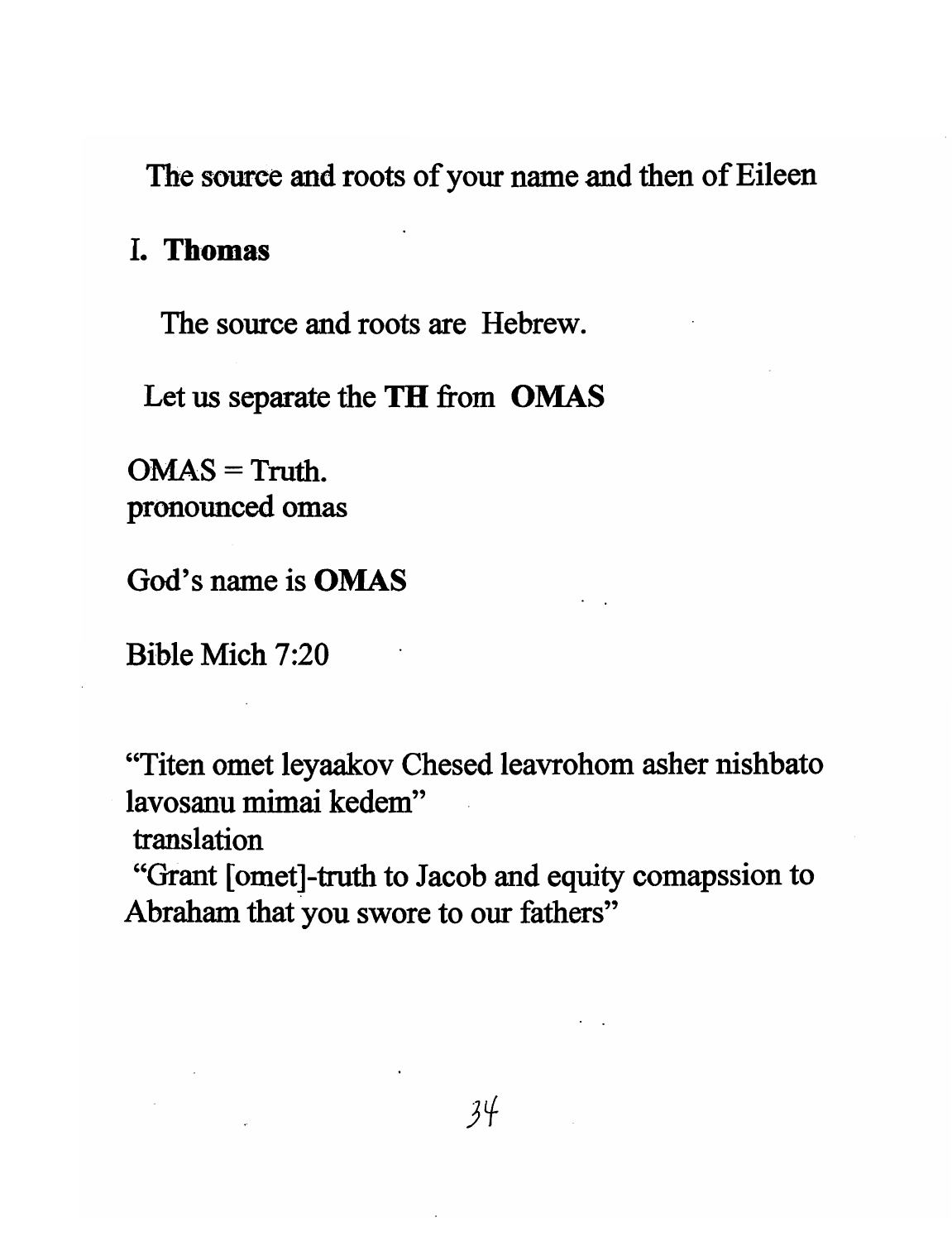The source and roots of your name and then of Eileen

## I. **Thomas**

The source and roots are Hebrew.

Let us separate the **TH** from **OMAS**

OMAS = Truth.
pronounced omas

God's name is **OMAS**

Bible Mich 7:20

"Titen omet leyaakov Chesed leavrohom asher nishbato lavosanu mimai kedem"
translation
"Grant [omet]-truth to Jacob and equity comapssion to Abraham that you swore to our fathers"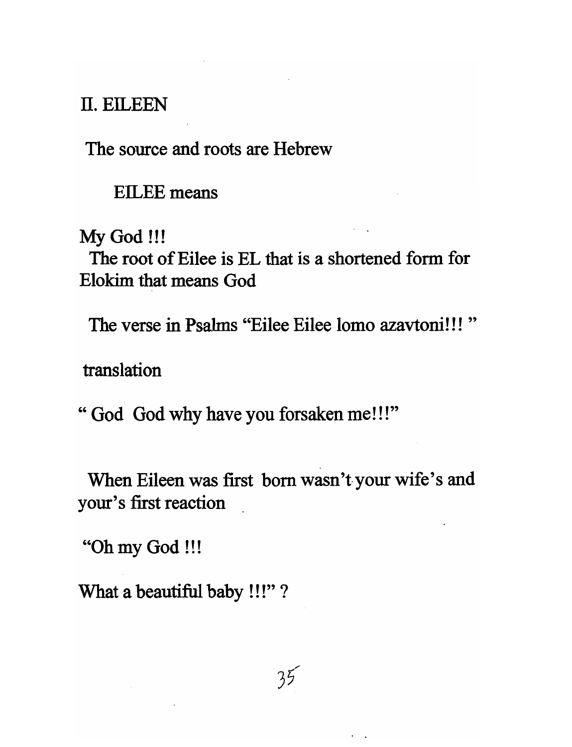## II. EILEEN

The source and roots are Hebrew

EILEE means

My God !!!

The root of Eilee is EL that is a shortened form for Elokim that means God

The verse in Psalms "Eilee Eilee lomo azavtoni!!! "

translation

" God God why have you forsaken me!!!"

When Eileen was first born wasn't your wife's and your's first reaction

"Oh my God !!!

What a beautiful baby !!!" ?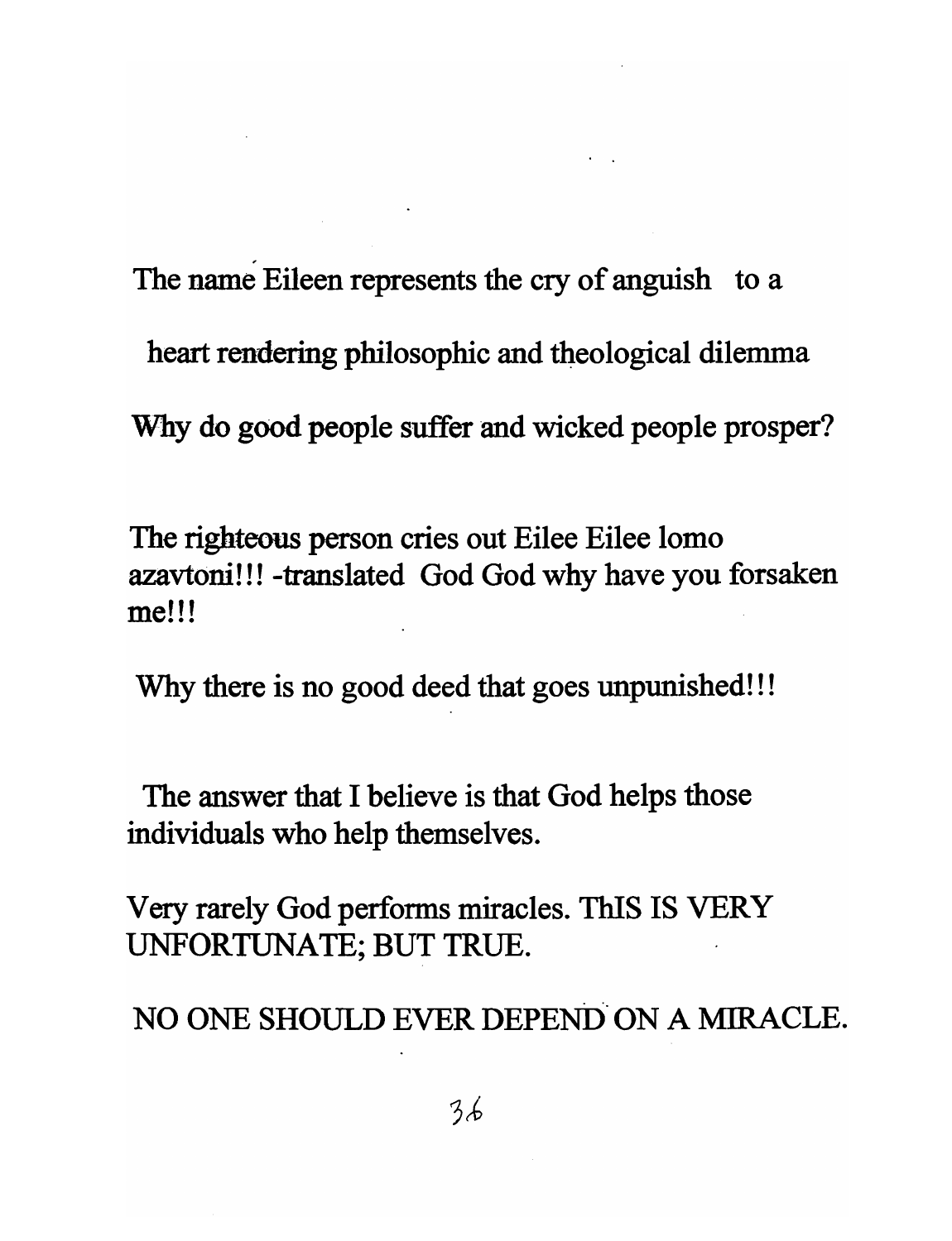The name Eileen represents the cry of anguish to a heart rendering philosophic and theological dilemma Why do good people suffer and wicked people prosper?

The righteous person cries out Eilee Eilee lomo azavtoni!!! -translated God God why have you forsaken me!!!

Why there is no good deed that goes unpunished!!!

The answer that I believe is that God helps those individuals who help themselves.

Very rarely God performs miracles. ThIS IS VERY UNFORTUNATE; BUT TRUE.

NO ONE SHOULD EVER DEPEND ON A MIRACLE.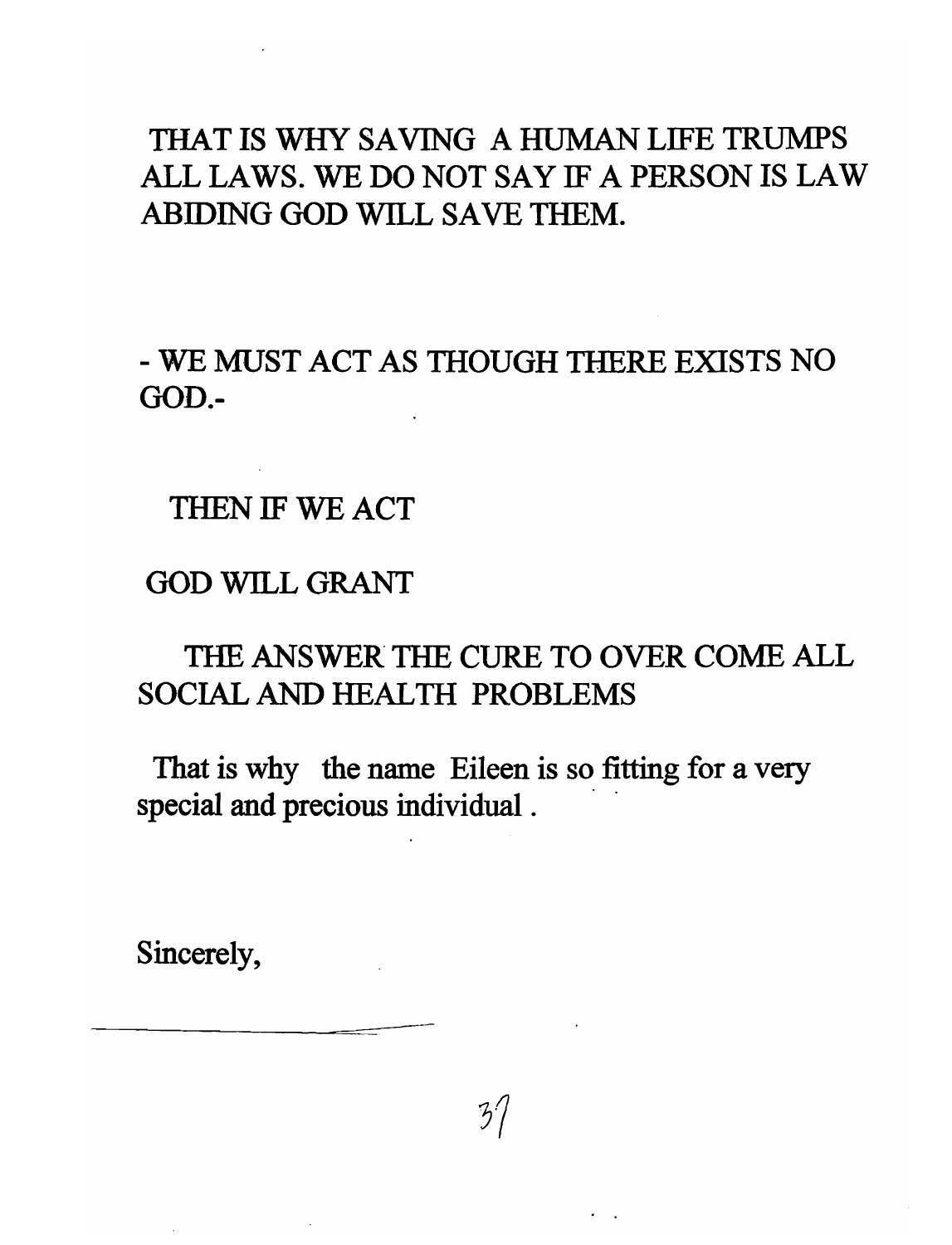THAT IS WHY SAVING A HUMAN LIFE TRUMPS ALL LAWS. WE DO NOT SAY IF A PERSON IS LAW ABIDING GOD WILL SAVE THEM.

- WE MUST ACT AS THOUGH THERE EXISTS NO GOD.-

THEN IF WE ACT

GOD WILL GRANT

THE ANSWER THE CURE TO OVER COME ALL SOCIAL AND HEALTH PROBLEMS

That is why the name Eileen is so fitting for a very special and precious individual .

Sincerely,

______________________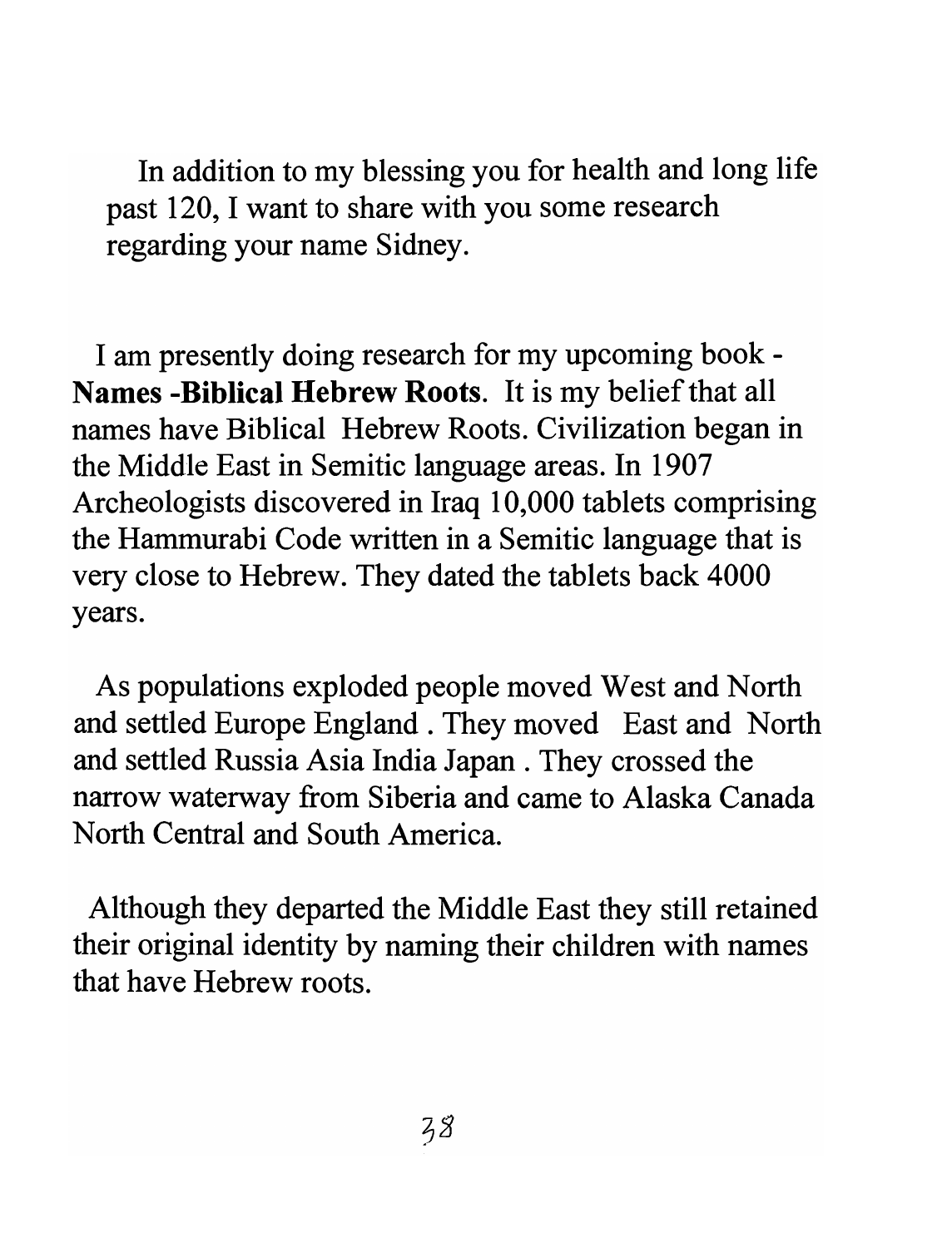In addition to my blessing you for health and long life past 120, I want to share with you some research regarding your name Sidney.

I am presently doing research for my upcoming book - **Names -Biblical Hebrew Roots**. It is my belief that all names have Biblical Hebrew Roots. Civilization began in the Middle East in Semitic language areas. In 1907 Archeologists discovered in Iraq 10,000 tablets comprising the Hammurabi Code written in a Semitic language that is very close to Hebrew. They dated the tablets back 4000 years.

As populations exploded people moved West and North and settled Europe England . They moved East and North and settled Russia Asia India Japan . They crossed the narrow waterway from Siberia and came to Alaska Canada North Central and South America.

Although they departed the Middle East they still retained their original identity by naming their children with names that have Hebrew roots.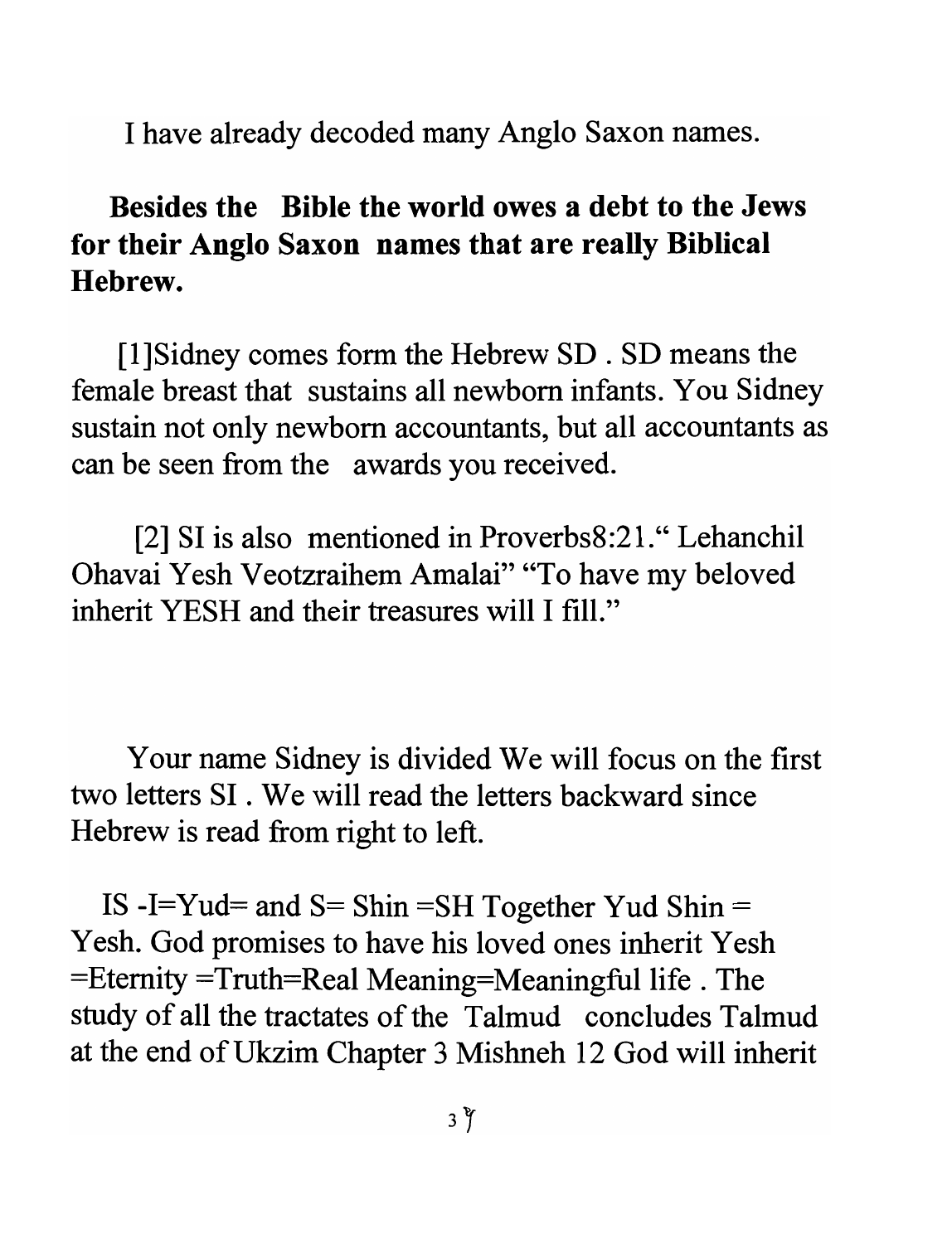I have already decoded many Anglo Saxon names.

**Besides the Bible the world owes a debt to the Jews for their Anglo Saxon names that are really Biblical Hebrew.**

[1]Sidney comes form the Hebrew SD . SD means the female breast that sustains all newborn infants. You Sidney sustain not only newborn accountants, but all accountants as can be seen from the awards you received.

[2] SI is also mentioned in Proverbs8:21." Lehanchil Ohavai Yesh Veotzraihem Amalai" "To have my beloved inherit YESH and their treasures will I fill."

Your name Sidney is divided We will focus on the first two letters SI . We will read the letters backward since Hebrew is read from right to left.

IS -I=Yud= and S= Shin =SH Together Yud Shin = Yesh. God promises to have his loved ones inherit Yesh =Eternity =Truth=Real Meaning=Meaningful life . The study of all the tractates of the Talmud concludes Talmud at the end of Ukzim Chapter 3 Mishneh 12 God will inherit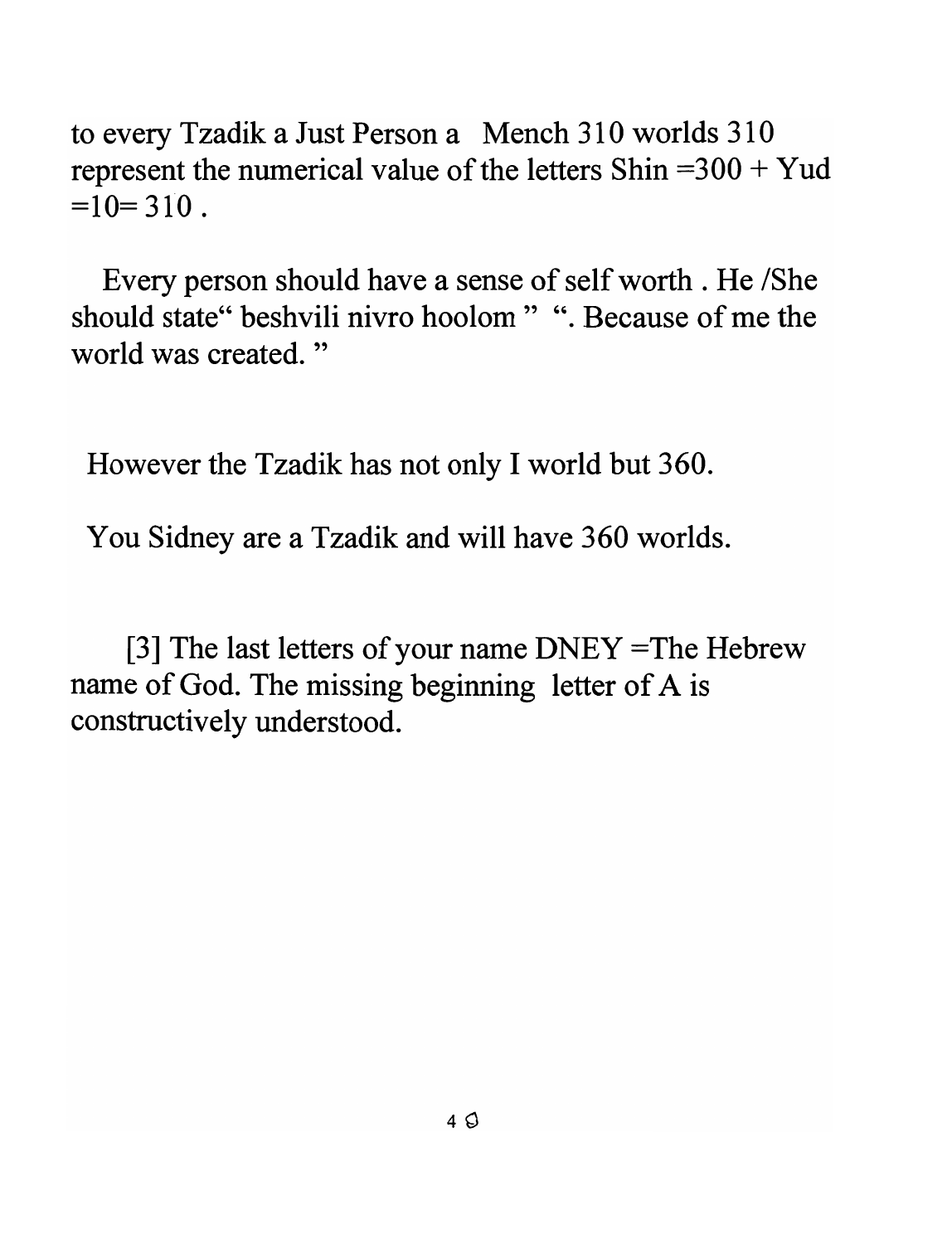to every Tzadik a Just Person a Mench 310 worlds 310 represent the numerical value of the letters Shin =300 + Yud =10= 310 .

Every person should have a sense of self worth . He /She should state" beshvili nivro hoolom " ". Because of me the world was created. "

However the Tzadik has not only I world but 360.

You Sidney are a Tzadik and will have 360 worlds.

[3] The last letters of your name DNEY =The Hebrew name of God. The missing beginning letter of A is constructively understood.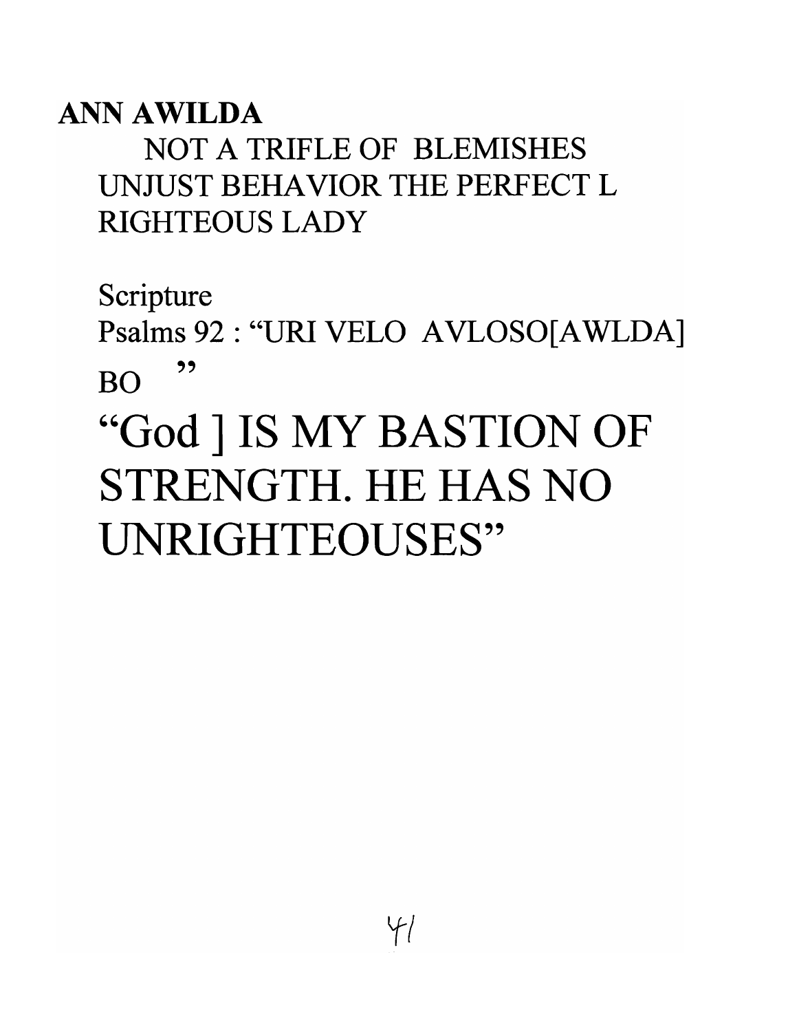**ANN AWILDA**

NOT A TRIFLE OF BLEMISHES UNJUST BEHAVIOR THE PERFECT L RIGHTEOUS LADY

Scripture

Psalms 92 : "URI VELO AVLOSO[AWLDA] BO "

# "God ] IS MY BASTION OF STRENGTH. HE HAS NO UNRIGHTEOUSES"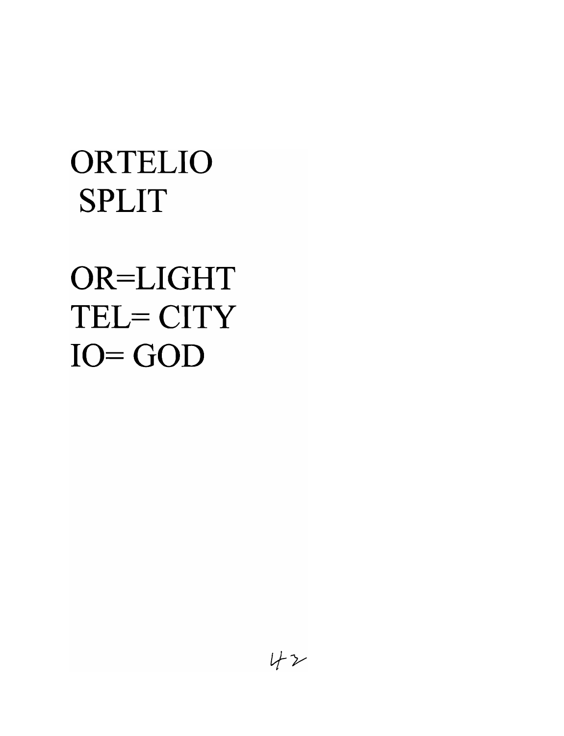ORTELIO
SPLIT

OR=LIGHT
TEL= CITY
IO= GOD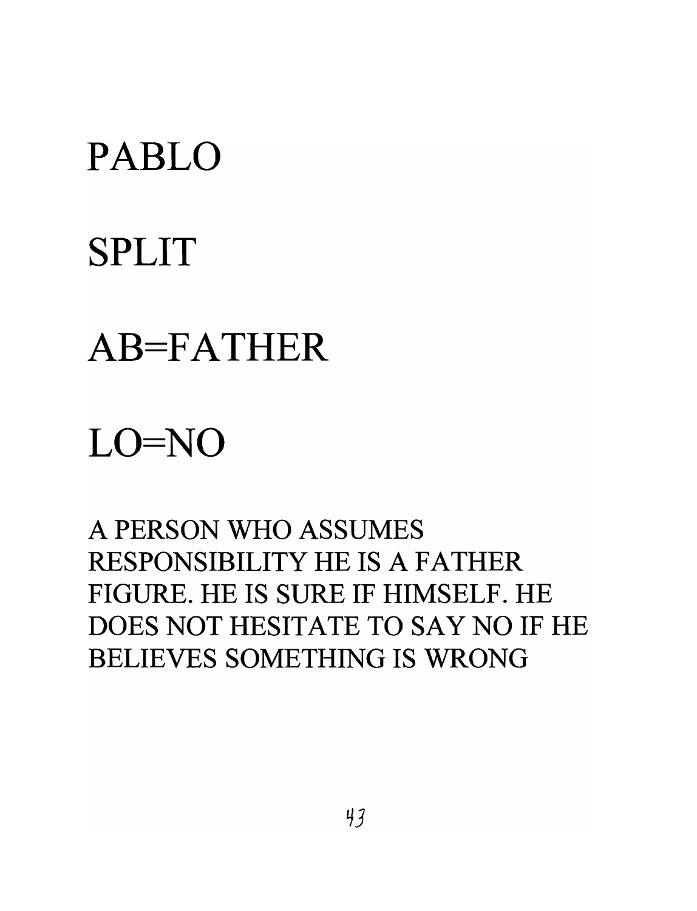# PABLO

# SPLIT

# AB=FATHER

# LO=NO

A PERSON WHO ASSUMES RESPONSIBILITY HE IS A FATHER FIGURE. HE IS SURE IF HIMSELF. HE DOES NOT HESITATE TO SAY NO IF HE BELIEVES SOMETHING IS WRONG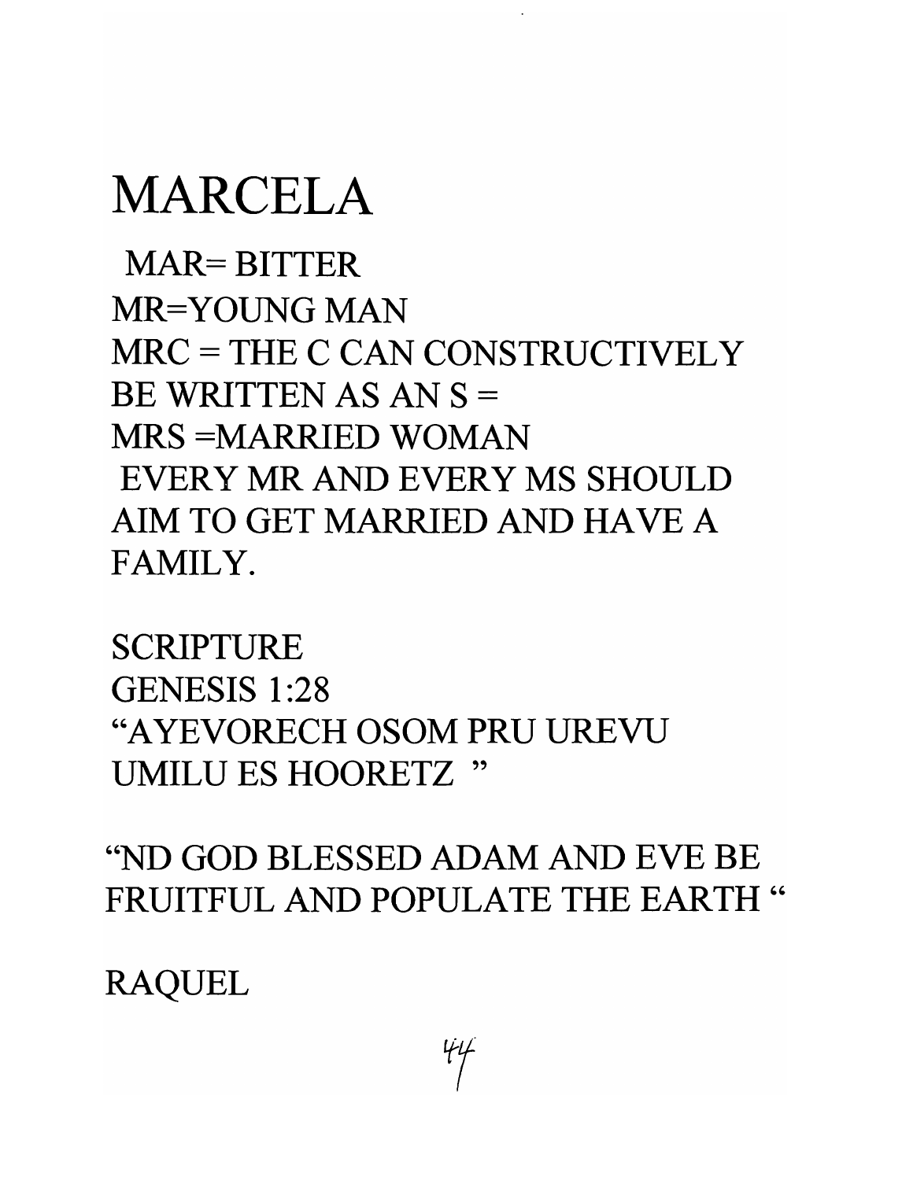# MARCELA

MAR= BITTER
MR=YOUNG MAN
MRC = THE C CAN CONSTRUCTIVELY BE WRITTEN AS AN S =
MRS =MARRIED WOMAN
EVERY MR AND EVERY MS SHOULD AIM TO GET MARRIED AND HAVE A FAMILY.

SCRIPTURE
GENESIS 1:28
"AYEVORECH OSOM PRU UREVU UMILU ES HOORETZ "

"ND GOD BLESSED ADAM AND EVE BE FRUITFUL AND POPULATE THE EARTH "

RAQUEL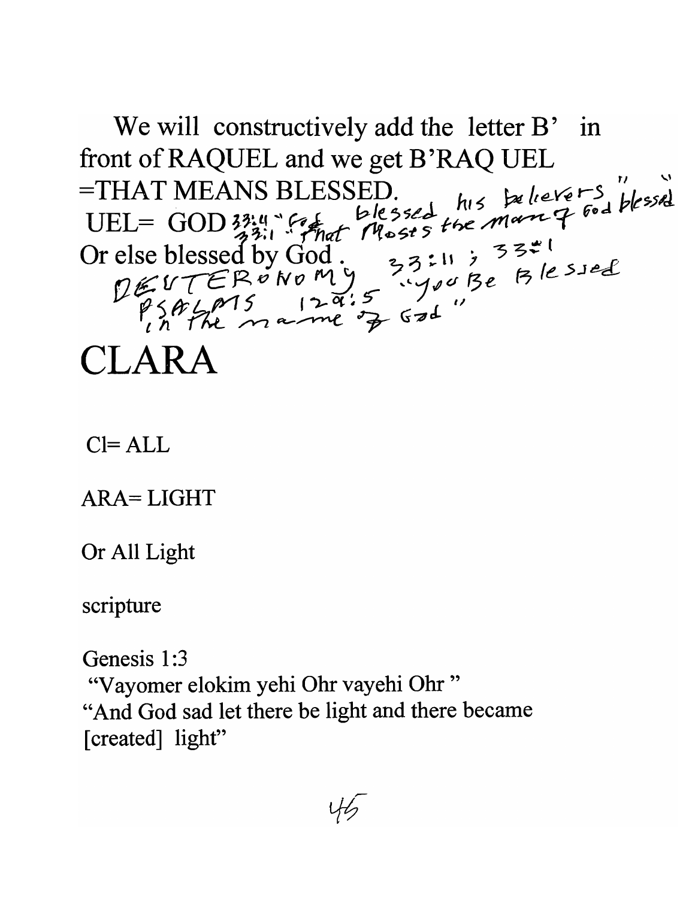We will constructively add the letter B' in front of RAQUEL and we get B'RAQ UEL =THAT MEANS BLESSED.

UEL= GOD 33:11 "God blessed his believers" "blessed 33:1 "That Moses the man of God blessed"

Or else blessed by God. 33:11 ; 33:1

DEUTERONOMY "You Be Blessed

PSALMS 129:5 in the name of God"

# CLARA

Cl= ALL

ARA= LIGHT

Or All Light

scripture

Genesis 1:3
"Vayomer elokim yehi Ohr vayehi Ohr"
"And God sad let there be light and there became [created] light"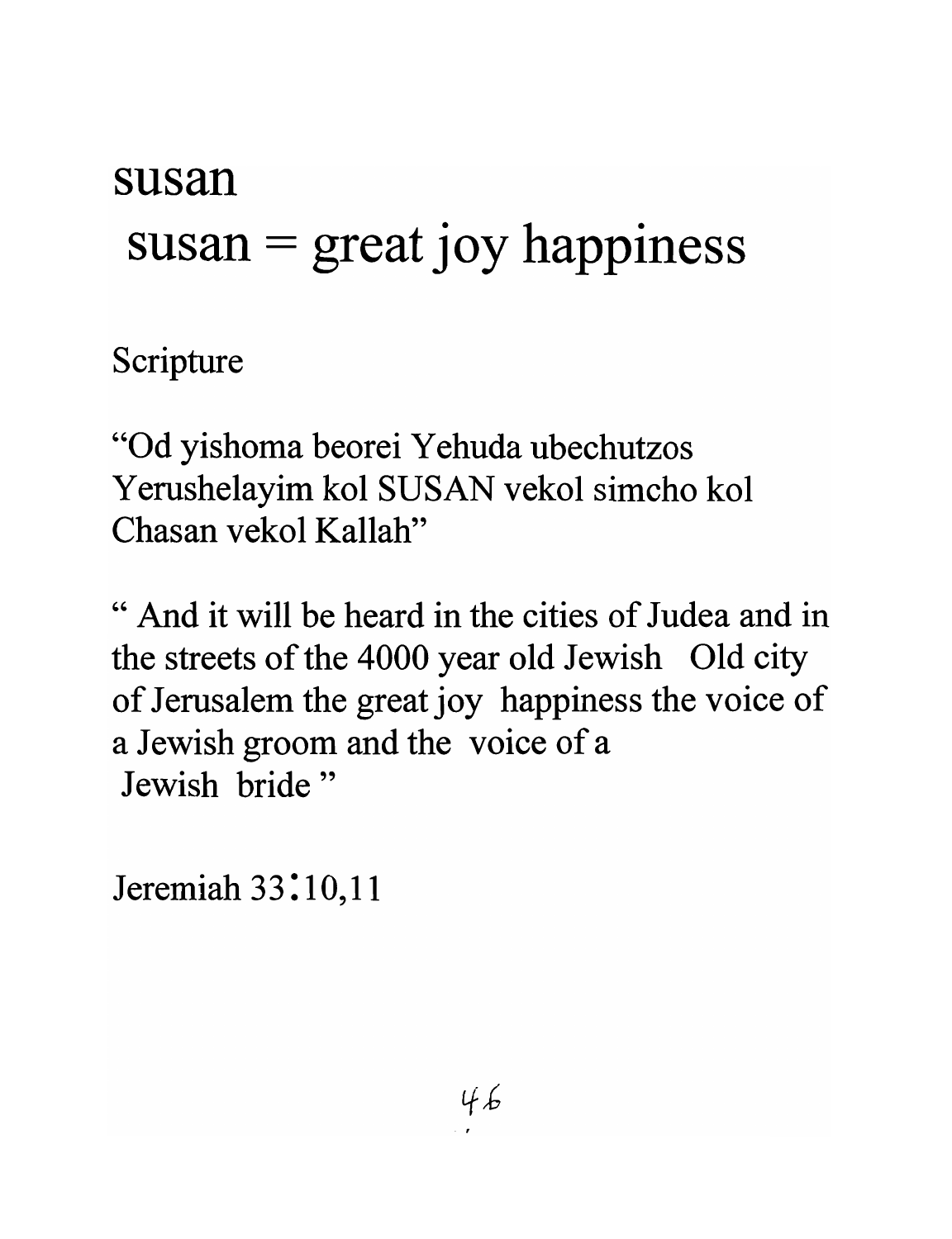# susan

# susan = great joy happiness

Scripture

"Od yishoma beorei Yehuda ubechutzos Yerushelayim kol SUSAN vekol simcho kol Chasan vekol Kallah"

" And it will be heard in the cities of Judea and in the streets of the 4000 year old Jewish Old city of Jerusalem the great joy happiness the voice of a Jewish groom and the voice of a Jewish bride "

Jeremiah 33:10,11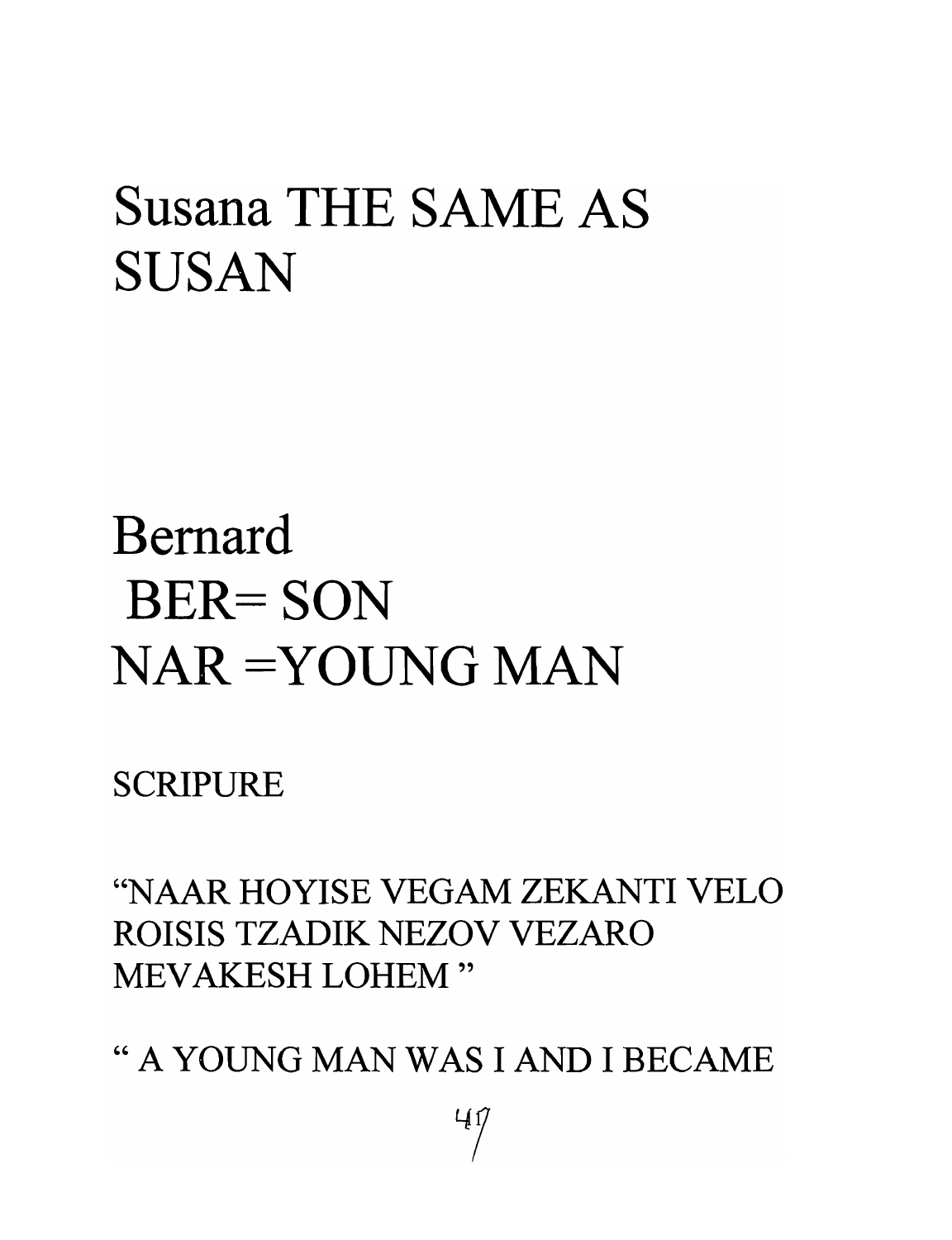# Susana THE SAME AS SUSAN

# Bernard
# BER= SON
# NAR =YOUNG MAN

SCRIPURE

"NAAR HOYISE VEGAM ZEKANTI VELO ROISIS TZADIK NEZOV VEZARO MEVAKESH LOHEM "

" A YOUNG MAN WAS I AND I BECAME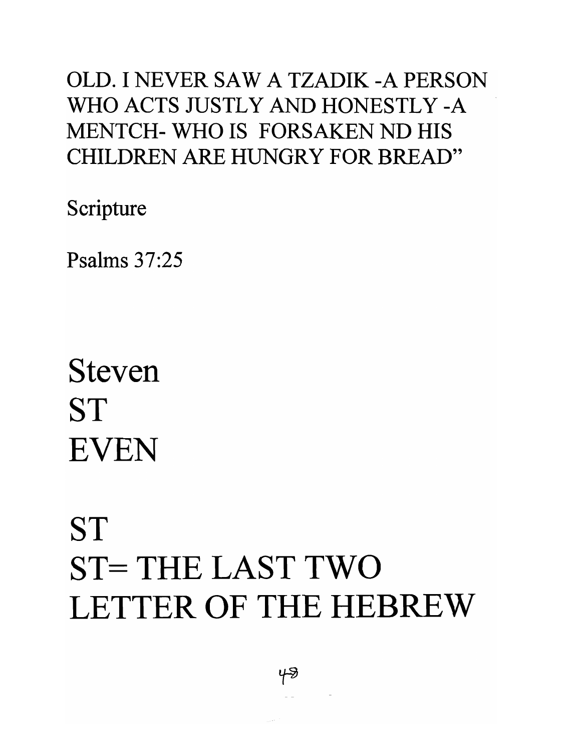OLD. I NEVER SAW A TZADIK -A PERSON WHO ACTS JUSTLY AND HONESTLY -A MENTCH- WHO IS FORSAKEN ND HIS CHILDREN ARE HUNGRY FOR BREAD"

Scripture

Psalms 37:25

# Steven
# ST
# EVEN

# ST
# ST= THE LAST TWO LETTER OF THE HEBREW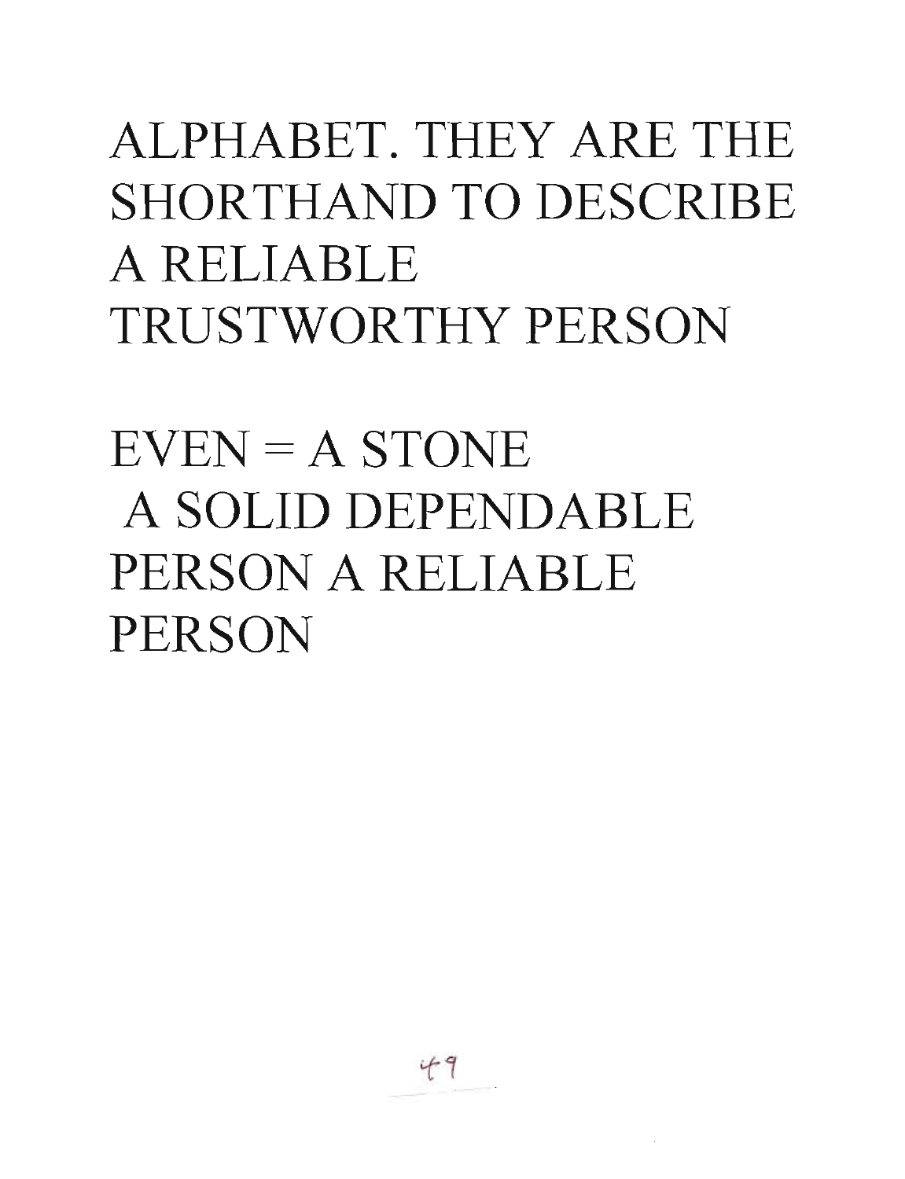ALPHABET. THEY ARE THE SHORTHAND TO DESCRIBE A RELIABLE TRUSTWORTHY PERSON

EVEN = A STONE
A SOLID DEPENDABLE PERSON A RELIABLE PERSON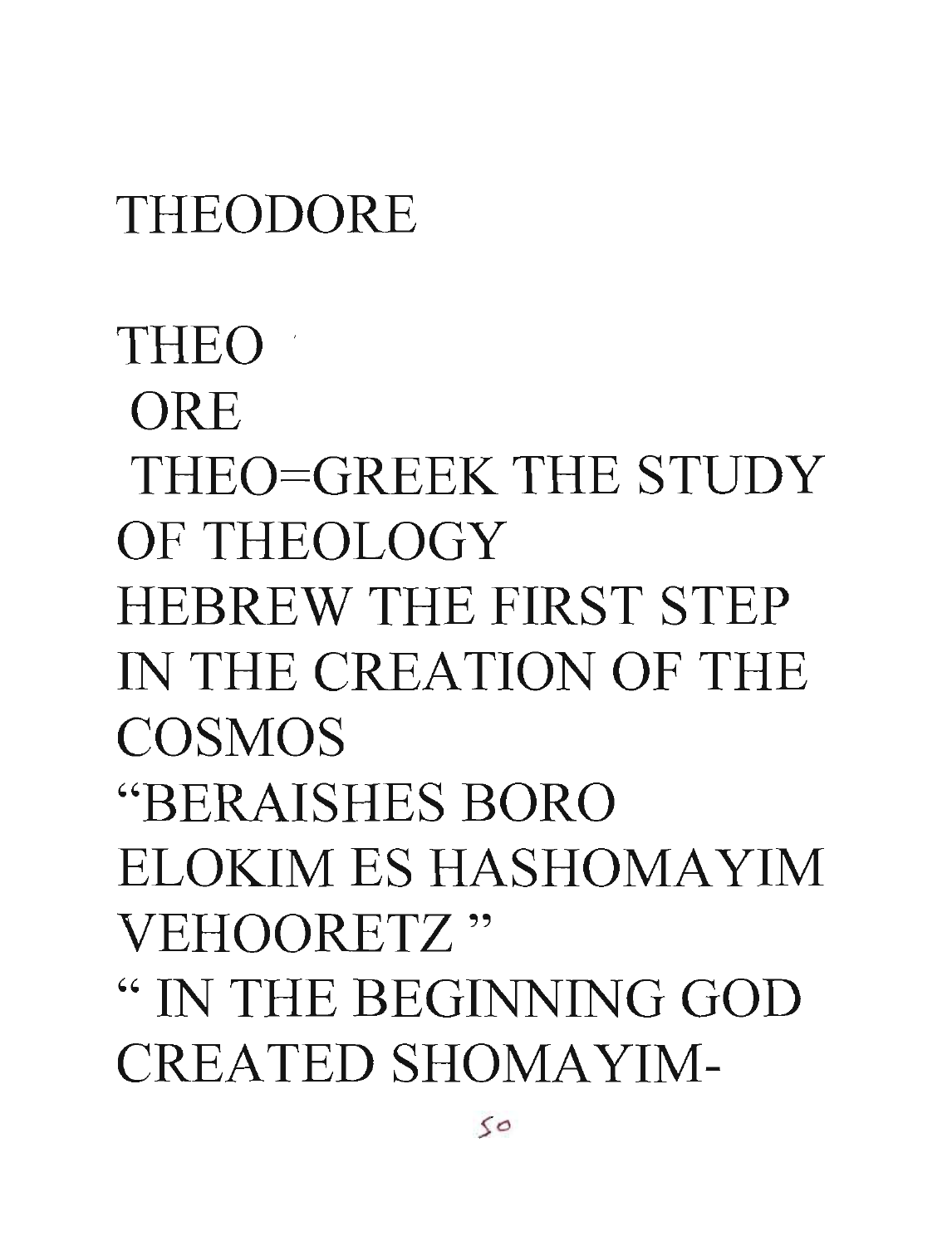THEODORE

THEO
ORE
THEO=GREEK THE STUDY OF THEOLOGY
HEBREW THE FIRST STEP IN THE CREATION OF THE COSMOS
"BERAISHES BORO ELOKIM ES HASHOMAYIM VEHOORETZ"
" IN THE BEGINNING GOD CREATED SHOMAYIM-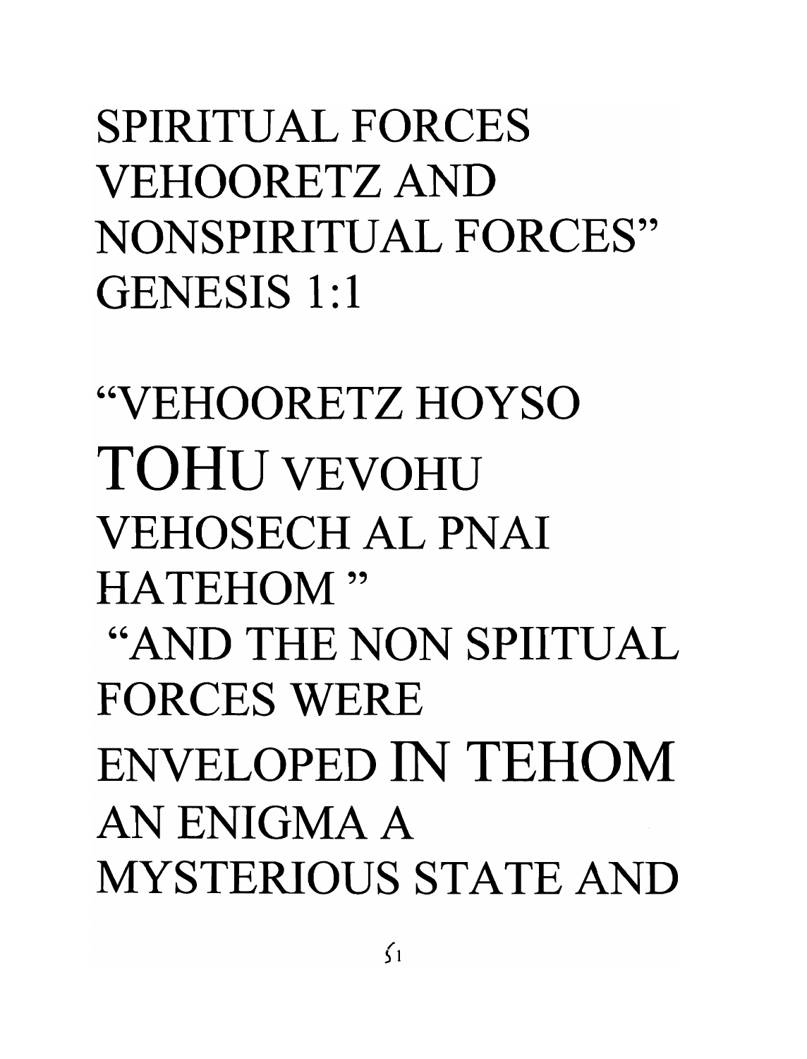SPIRITUAL FORCES VEHOORETZ AND NONSPIRITUAL FORCES" GENESIS 1:1

"VEHOORETZ HOYSO TOHU VEVOHU VEHOSECH AL PNAI HATEHOM "

"AND THE NON SPIITUAL FORCES WERE ENVELOPED IN TEHOM AN ENIGMA A MYSTERIOUS STATE AND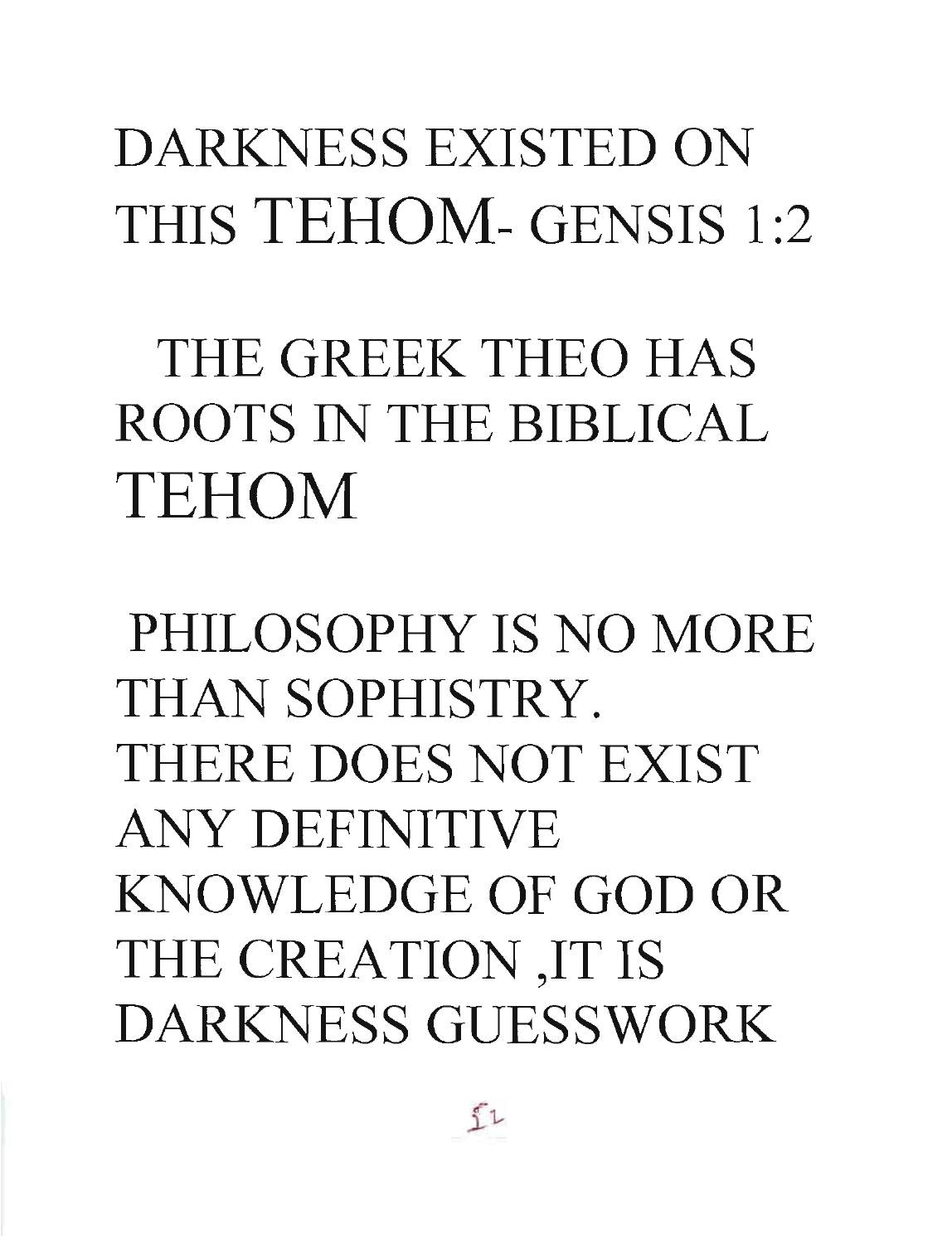DARKNESS EXISTED ON THIS TEHOM- GENSIS 1:2

THE GREEK THEO HAS ROOTS IN THE BIBLICAL TEHOM

PHILOSOPHY IS NO MORE THAN SOPHISTRY. THERE DOES NOT EXIST ANY DEFINITIVE KNOWLEDGE OF GOD OR THE CREATION ,IT IS DARKNESS GUESSWORK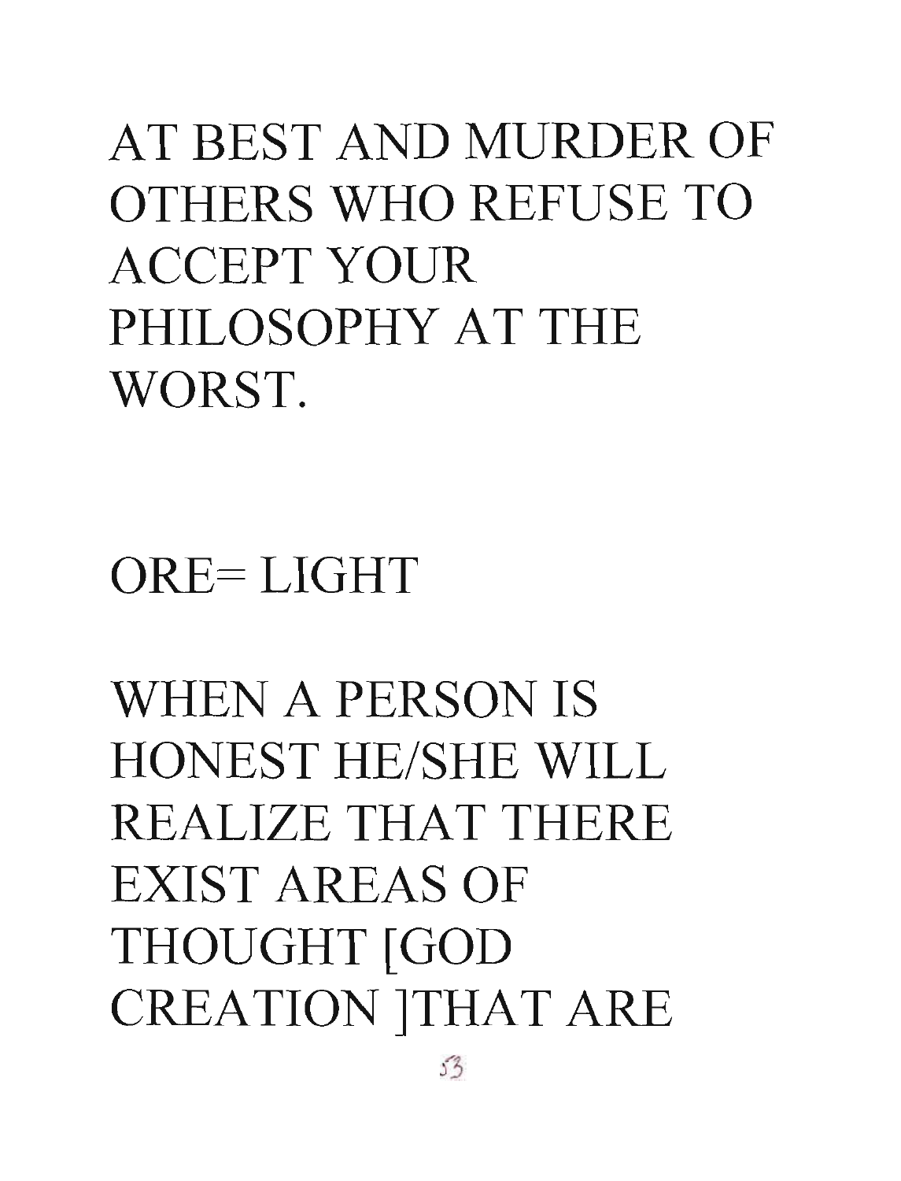AT BEST AND MURDER OF OTHERS WHO REFUSE TO ACCEPT YOUR PHILOSOPHY AT THE WORST.

ORE= LIGHT

WHEN A PERSON IS HONEST HE/SHE WILL REALIZE THAT THERE EXIST AREAS OF THOUGHT [GOD CREATION ]THAT ARE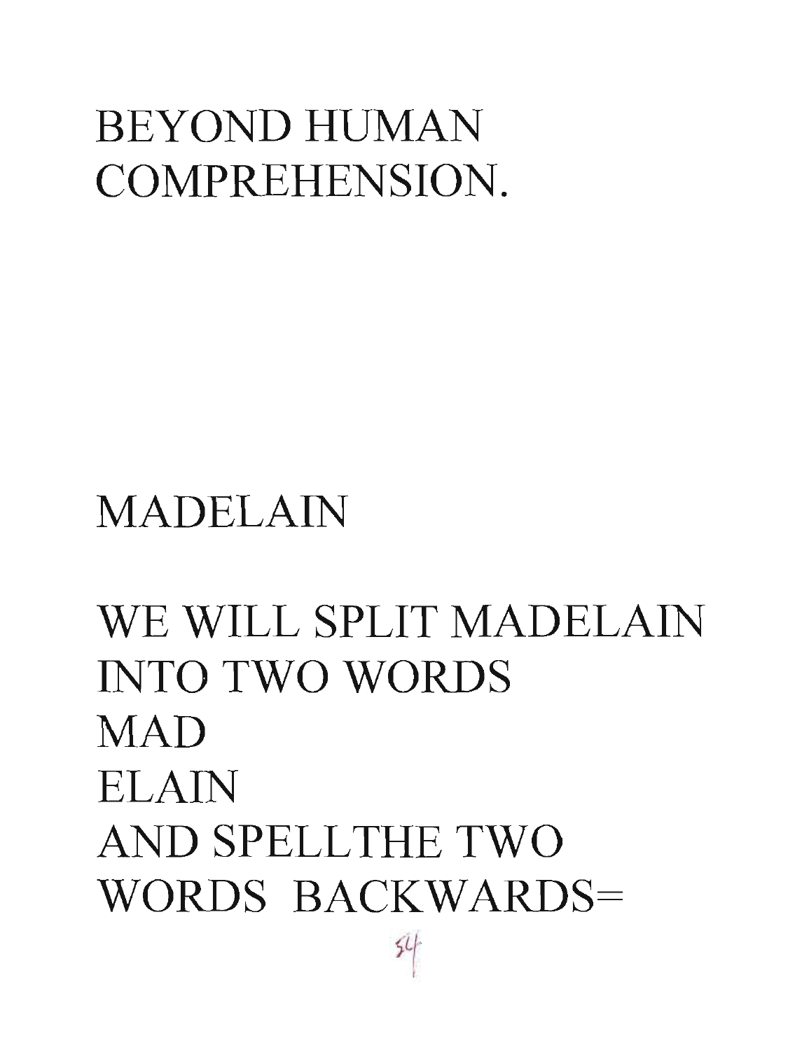BEYOND HUMAN COMPREHENSION.

MADELAIN

WE WILL SPLIT MADELAIN
INTO TWO WORDS
MAD
ELAIN
AND SPELLTHE TWO
WORDS BACKWARDS=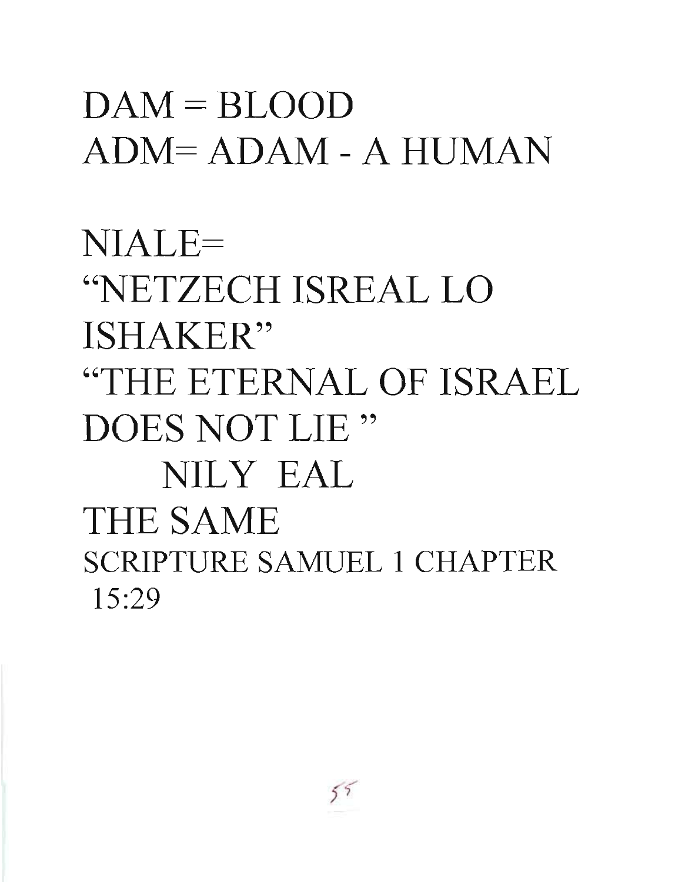DAM = BLOOD

ADM= ADAM - A HUMAN

NIALE=

“NETZECH ISREAL LO ISHAKER”

“THE ETERNAL OF ISRAEL DOES NOT LIE ”

NILY EAL

THE SAME

SCRIPTURE SAMUEL 1 CHAPTER 15:29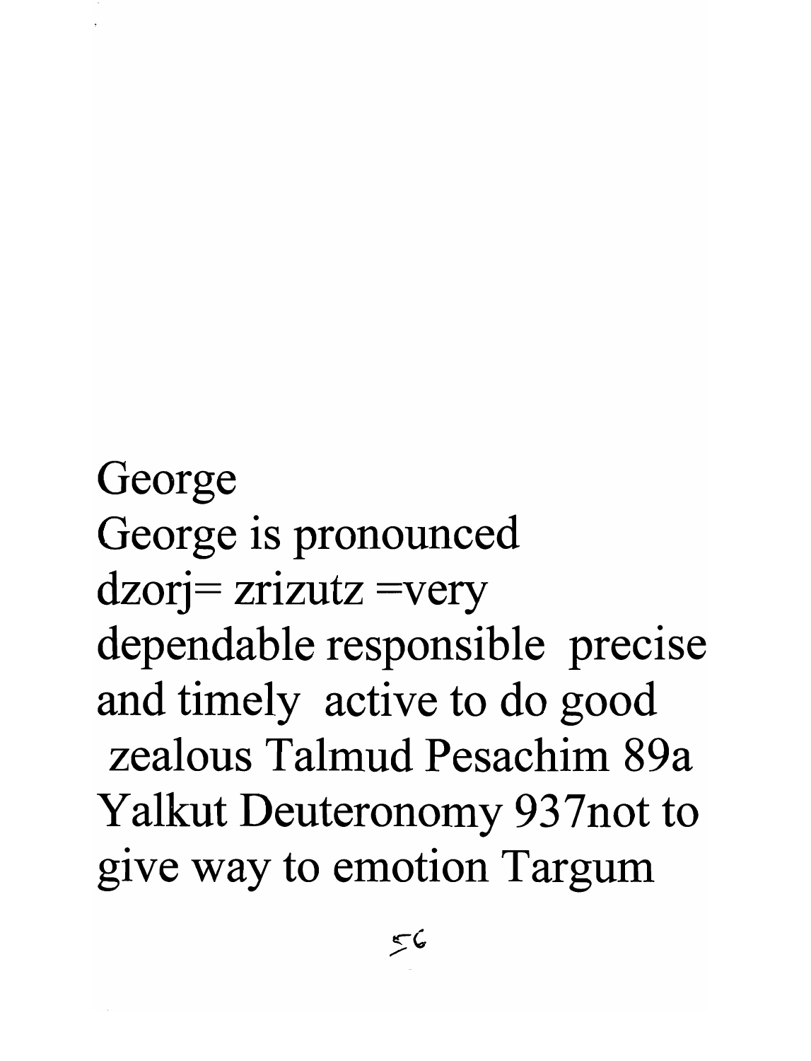George

George is pronounced dzorj= zrizutz =very dependable responsible precise and timely active to do good zealous Talmud Pesachim 89a Yalkut Deuteronomy 937not to give way to emotion Targum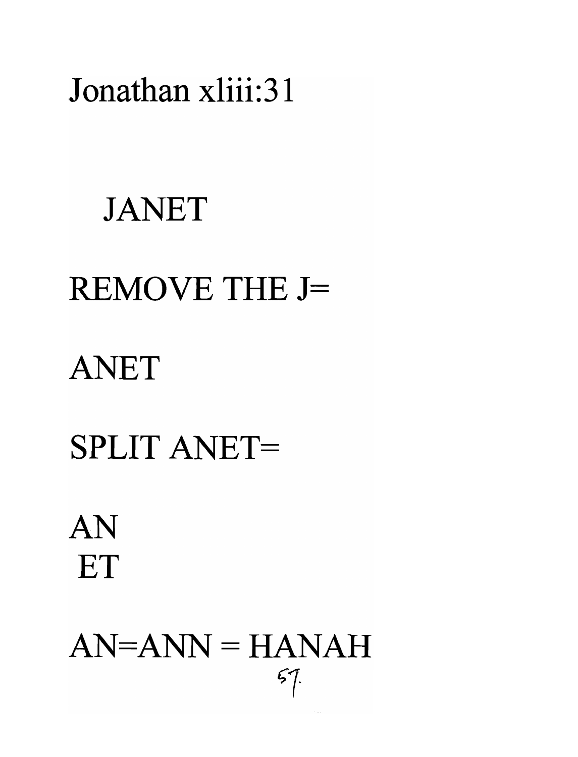Jonathan xliii:31

JANET

REMOVE THE J=

ANET

SPLIT ANET=

AN
ET

AN=ANN = HANAH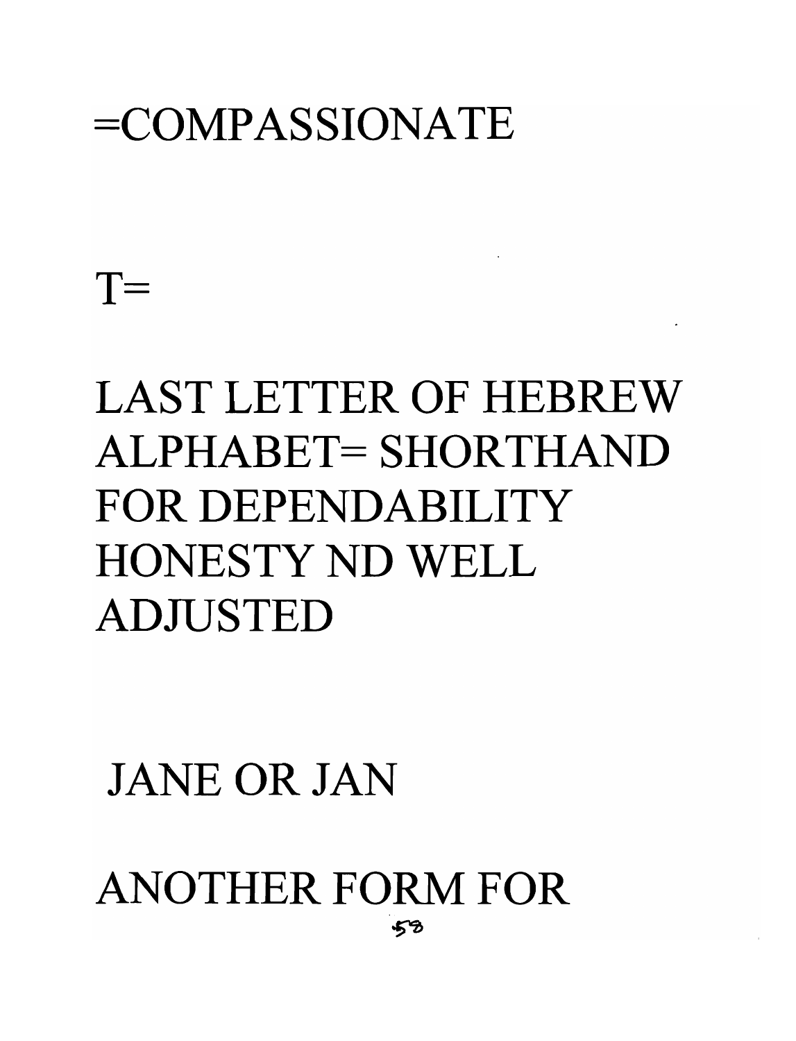=COMPASSIONATE

T=

LAST LETTER OF HEBREW ALPHABET= SHORTHAND FOR DEPENDABILITY HONESTY ND WELL ADJUSTED

JANE OR JAN

ANOTHER FORM FOR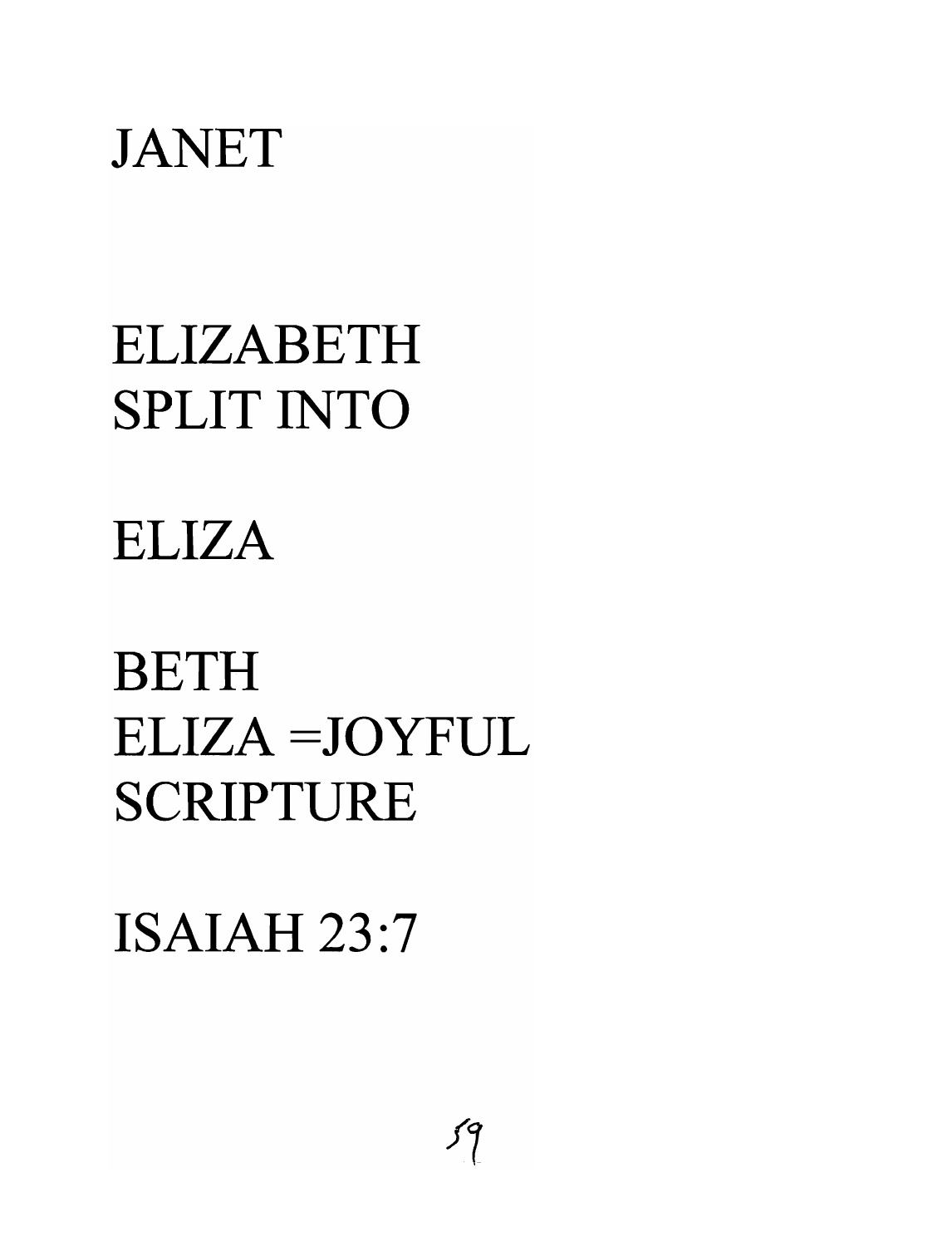JANET

ELIZABETH
SPLIT INTO

ELIZA

BETH
ELIZA =JOYFUL
SCRIPTURE

ISAIAH 23:7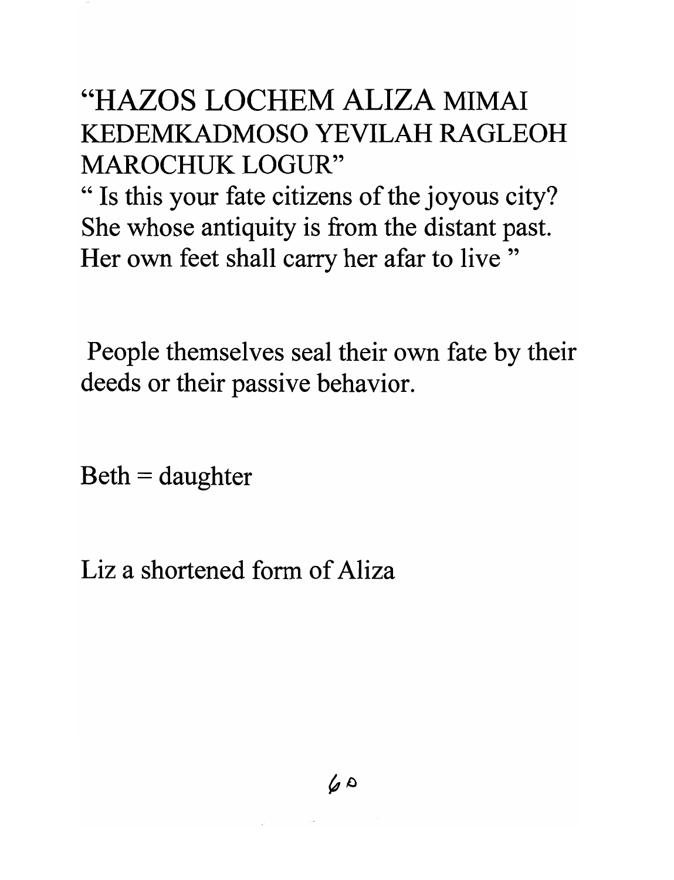"HAZOS LOCHEM ALIZA MIMAI KEDEMKADMOSO YEVILAH RAGLEOH MAROCHUK LOGUR"

" Is this your fate citizens of the joyous city? She whose antiquity is from the distant past. Her own feet shall carry her afar to live "

People themselves seal their own fate by their deeds or their passive behavior.

Beth = daughter

Liz a shortened form of Aliza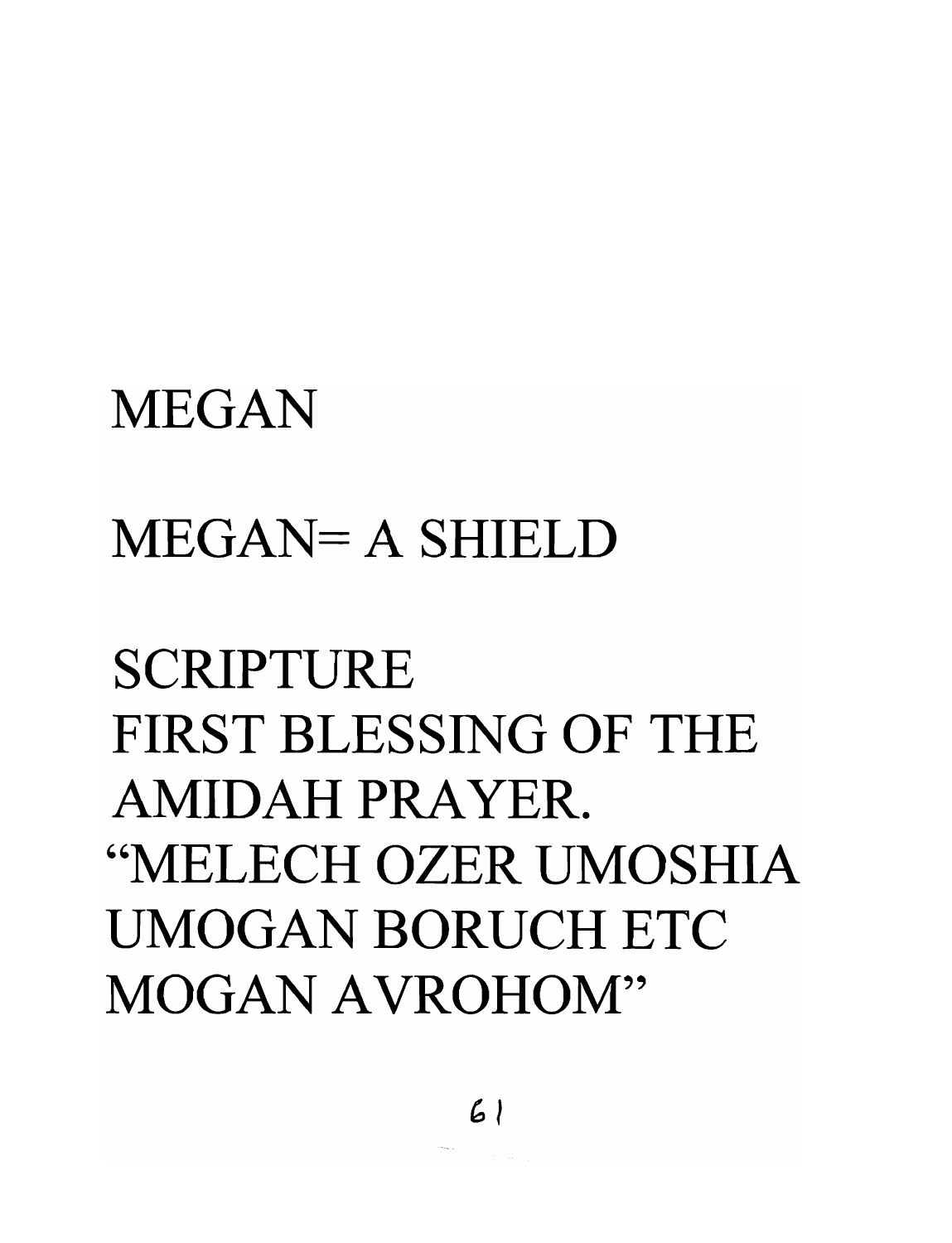MEGAN

MEGAN= A SHIELD

SCRIPTURE
FIRST BLESSING OF THE AMIDAH PRAYER.
"MELECH OZER UMOSHIA UMOGAN BORUCH ETC MOGAN AVROHOM"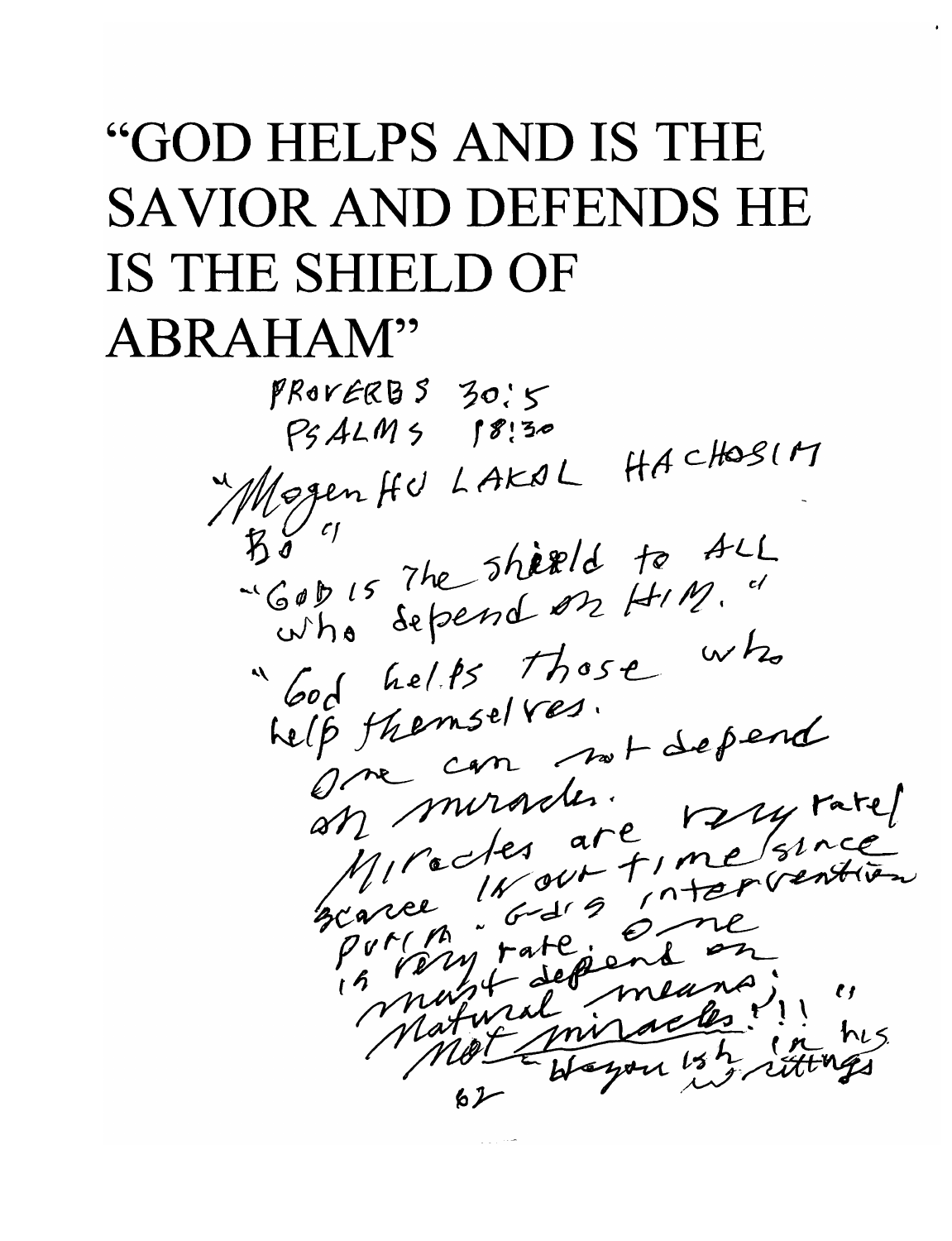# "GOD HELPS AND IS THE SAVIOR AND DEFENDS HE IS THE SHIELD OF ABRAHAM"

PROVERBS 30:5
PSALMS 18:30

"Mogen HU LAKOL HACHOSIM BO"

"GOD IS The shield to ALL who depend on HIM."

"God helps those who help themselves.
One can not depend on miracles. very rare!
Miracles are scarce in our time since God's intervention is very rare. One must depend on Natural means; Not miracles!!!" Wazoun ish in his writings